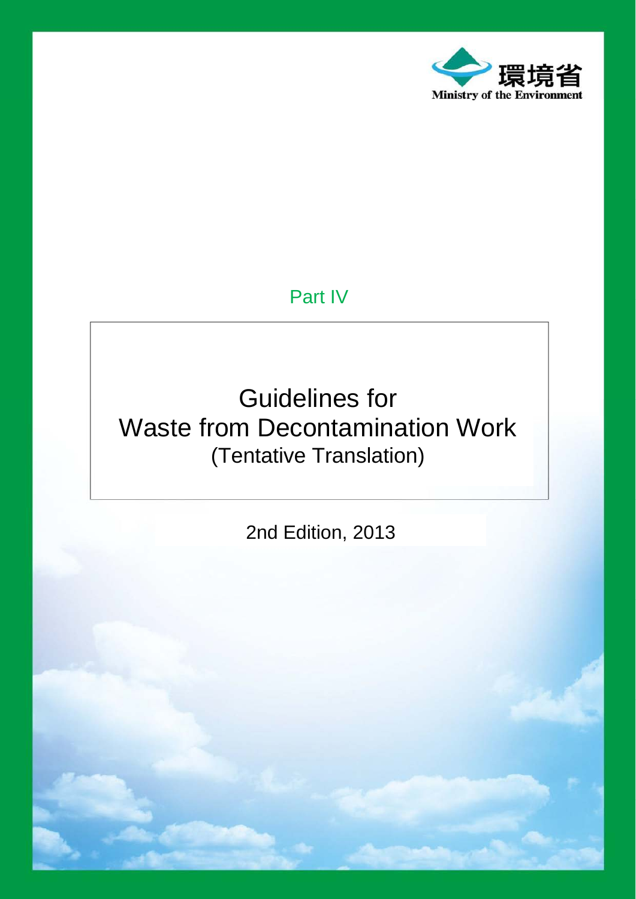環境省
Ministry of the Environment

Part IV

# Guidelines for Waste from Decontamination Work

(Tentative Translation)

2nd Edition, 2013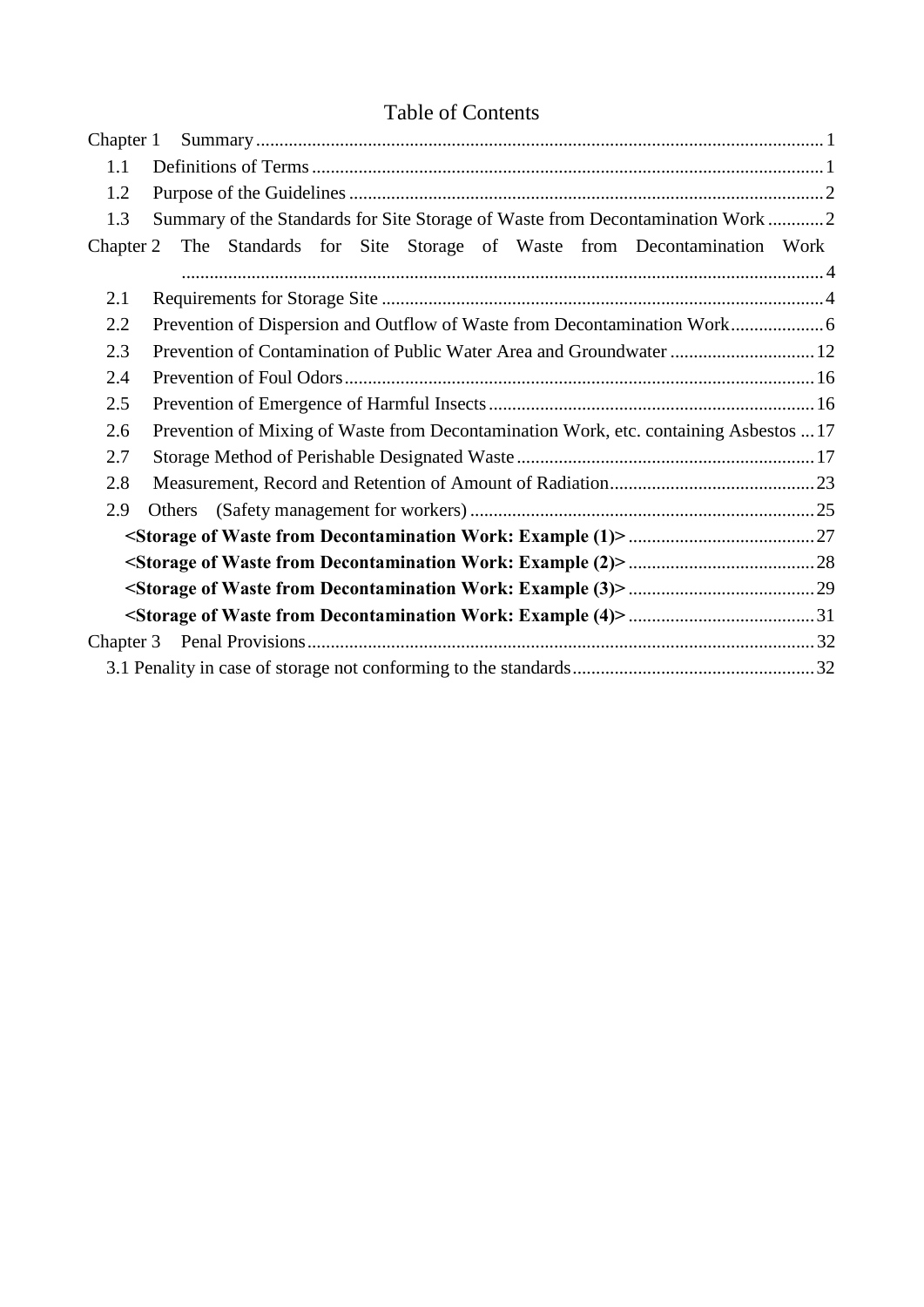# Table of Contents

Chapter 1 Summary ... 1

- 1.1 Definitions of Terms ... 1
- 1.2 Purpose of the Guidelines ... 2
- 1.3 Summary of the Standards for Site Storage of Waste from Decontamination Work ... 2

Chapter 2 The Standards for Site Storage of Waste from Decontamination Work ... 4

- 2.1 Requirements for Storage Site ... 4
- 2.2 Prevention of Dispersion and Outflow of Waste from Decontamination Work ... 6
- 2.3 Prevention of Contamination of Public Water Area and Groundwater ... 12
- 2.4 Prevention of Foul Odors ... 16
- 2.5 Prevention of Emergence of Harmful Insects ... 16
- 2.6 Prevention of Mixing of Waste from Decontamination Work, etc. containing Asbestos ... 17
- 2.7 Storage Method of Perishable Designated Waste ... 17
- 2.8 Measurement, Record and Retention of Amount of Radiation ... 23
- 2.9 Others (Safety management for workers) ... 25
  - **<Storage of Waste from Decontamination Work: Example (1)>** ... 27
  - **<Storage of Waste from Decontamination Work: Example (2)>** ... 28
  - **<Storage of Waste from Decontamination Work: Example (3)>** ... 29
  - **<Storage of Waste from Decontamination Work: Example (4)>** ... 31

Chapter 3 Penal Provisions ... 32

- 3.1 Penality in case of storage not conforming to the standards ... 32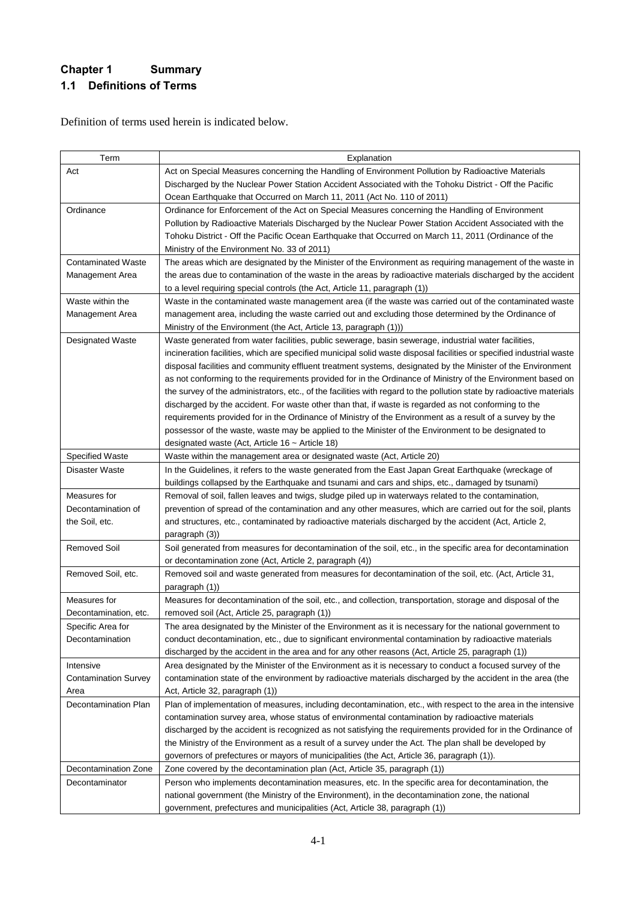# Chapter 1 Summary

## 1.1 Definitions of Terms

Definition of terms used herein is indicated below.

| Term | Explanation |
|---|---|
| Act | Act on Special Measures concerning the Handling of Environment Pollution by Radioactive Materials Discharged by the Nuclear Power Station Accident Associated with the Tohoku District - Off the Pacific Ocean Earthquake that Occurred on March 11, 2011 (Act No. 110 of 2011) |
| Ordinance | Ordinance for Enforcement of the Act on Special Measures concerning the Handling of Environment Pollution by Radioactive Materials Discharged by the Nuclear Power Station Accident Associated with the Tohoku District - Off the Pacific Ocean Earthquake that Occurred on March 11, 2011 (Ordinance of the Ministry of the Environment No. 33 of 2011) |
| Contaminated Waste Management Area | The areas which are designated by the Minister of the Environment as requiring management of the waste in the areas due to contamination of the waste in the areas by radioactive materials discharged by the accident to a level requiring special controls (the Act, Article 11, paragraph (1)) |
| Waste within the Management Area | Waste in the contaminated waste management area (if the waste was carried out of the contaminated waste management area, including the waste carried out and excluding those determined by the Ordinance of Ministry of the Environment (the Act, Article 13, paragraph (1))) |
| Designated Waste | Waste generated from water facilities, public sewerage, basin sewerage, industrial water facilities, incineration facilities, which are specified municipal solid waste disposal facilities or specified industrial waste disposal facilities and community effluent treatment systems, designated by the Minister of the Environment as not conforming to the requirements provided for in the Ordinance of Ministry of the Environment based on the survey of the administrators, etc., of the facilities with regard to the pollution state by radioactive materials discharged by the accident. For waste other than that, if waste is regarded as not conforming to the requirements provided for in the Ordinance of Ministry of the Environment as a result of a survey by the possessor of the waste, waste may be applied to the Minister of the Environment to be designated to designated waste (Act, Article 16 ~ Article 18) |
| Specified Waste | Waste within the management area or designated waste (Act, Article 20) |
| Disaster Waste | In the Guidelines, it refers to the waste generated from the East Japan Great Earthquake (wreckage of buildings collapsed by the Earthquake and tsunami and cars and ships, etc., damaged by tsunami) |
| Measures for Decontamination of the Soil, etc. | Removal of soil, fallen leaves and twigs, sludge piled up in waterways related to the contamination, prevention of spread of the contamination and any other measures, which are carried out for the soil, plants and structures, etc., contaminated by radioactive materials discharged by the accident (Act, Article 2, paragraph (3)) |
| Removed Soil | Soil generated from measures for decontamination of the soil, etc., in the specific area for decontamination or decontamination zone (Act, Article 2, paragraph (4)) |
| Removed Soil, etc. | Removed soil and waste generated from measures for decontamination of the soil, etc. (Act, Article 31, paragraph (1)) |
| Measures for Decontamination, etc. | Measures for decontamination of the soil, etc., and collection, transportation, storage and disposal of the removed soil (Act, Article 25, paragraph (1)) |
| Specific Area for Decontamination | The area designated by the Minister of the Environment as it is necessary for the national government to conduct decontamination, etc., due to significant environmental contamination by radioactive materials discharged by the accident in the area and for any other reasons (Act, Article 25, paragraph (1)) |
| Intensive Contamination Survey Area | Area designated by the Minister of the Environment as it is necessary to conduct a focused survey of the contamination state of the environment by radioactive materials discharged by the accident in the area (the Act, Article 32, paragraph (1)) |
| Decontamination Plan | Plan of implementation of measures, including decontamination, etc., with respect to the area in the intensive contamination survey area, whose status of environmental contamination by radioactive materials discharged by the accident is recognized as not satisfying the requirements provided for in the Ordinance of the Ministry of the Environment as a result of a survey under the Act. The plan shall be developed by governors of prefectures or mayors of municipalities (the Act, Article 36, paragraph (1)). |
| Decontamination Zone | Zone covered by the decontamination plan (Act, Article 35, paragraph (1)) |
| Decontaminator | Person who implements decontamination measures, etc. In the specific area for decontamination, the national government (the Ministry of the Environment), in the decontamination zone, the national government, prefectures and municipalities (Act, Article 38, paragraph (1)) |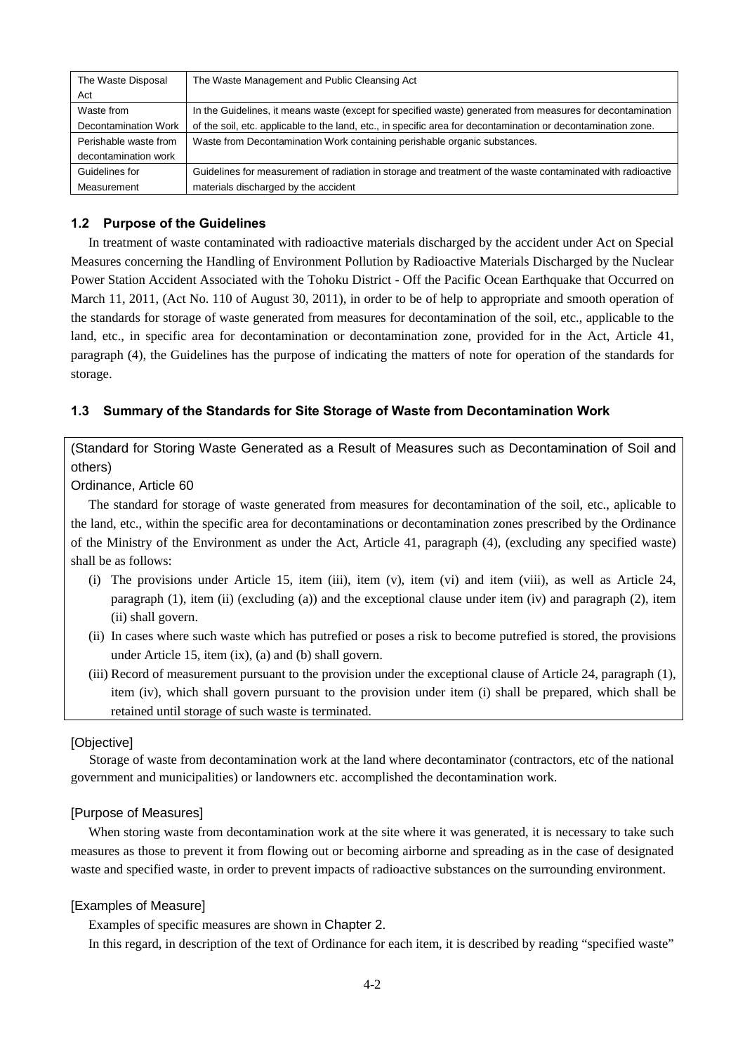| The Waste Disposal Act | The Waste Management and Public Cleansing Act |
|---|---|
| Waste from Decontamination Work | In the Guidelines, it means waste (except for specified waste) generated from measures for decontamination of the soil, etc. applicable to the land, etc., in specific area for decontamination or decontamination zone. |
| Perishable waste from decontamination work | Waste from Decontamination Work containing perishable organic substances. |
| Guidelines for Measurement | Guidelines for measurement of radiation in storage and treatment of the waste contaminated with radioactive materials discharged by the accident |

### 1.2 Purpose of the Guidelines

In treatment of waste contaminated with radioactive materials discharged by the accident under Act on Special Measures concerning the Handling of Environment Pollution by Radioactive Materials Discharged by the Nuclear Power Station Accident Associated with the Tohoku District - Off the Pacific Ocean Earthquake that Occurred on March 11, 2011, (Act No. 110 of August 30, 2011), in order to be of help to appropriate and smooth operation of the standards for storage of waste generated from measures for decontamination of the soil, etc., applicable to the land, etc., in specific area for decontamination or decontamination zone, provided for in the Act, Article 41, paragraph (4), the Guidelines has the purpose of indicating the matters of note for operation of the standards for storage.

### 1.3 Summary of the Standards for Site Storage of Waste from Decontamination Work

(Standard for Storing Waste Generated as a Result of Measures such as Decontamination of Soil and others)

Ordinance, Article 60

The standard for storage of waste generated from measures for decontamination of the soil, etc., aplicable to the land, etc., within the specific area for decontaminations or decontamination zones prescribed by the Ordinance of the Ministry of the Environment as under the Act, Article 41, paragraph (4), (excluding any specified waste) shall be as follows:

(i) The provisions under Article 15, item (iii), item (v), item (vi) and item (viii), as well as Article 24, paragraph (1), item (ii) (excluding (a)) and the exceptional clause under item (iv) and paragraph (2), item (ii) shall govern.

(ii) In cases where such waste which has putrefied or poses a risk to become putrefied is stored, the provisions under Article 15, item (ix), (a) and (b) shall govern.

(iii) Record of measurement pursuant to the provision under the exceptional clause of Article 24, paragraph (1), item (iv), which shall govern pursuant to the provision under item (i) shall be prepared, which shall be retained until storage of such waste is terminated.

[Objective]

Storage of waste from decontamination work at the land where decontaminator (contractors, etc of the national government and municipalities) or landowners etc. accomplished the decontamination work.

[Purpose of Measures]

When storing waste from decontamination work at the site where it was generated, it is necessary to take such measures as those to prevent it from flowing out or becoming airborne and spreading as in the case of designated waste and specified waste, in order to prevent impacts of radioactive substances on the surrounding environment.

[Examples of Measure]

Examples of specific measures are shown in Chapter 2.

In this regard, in description of the text of Ordinance for each item, it is described by reading "specified waste"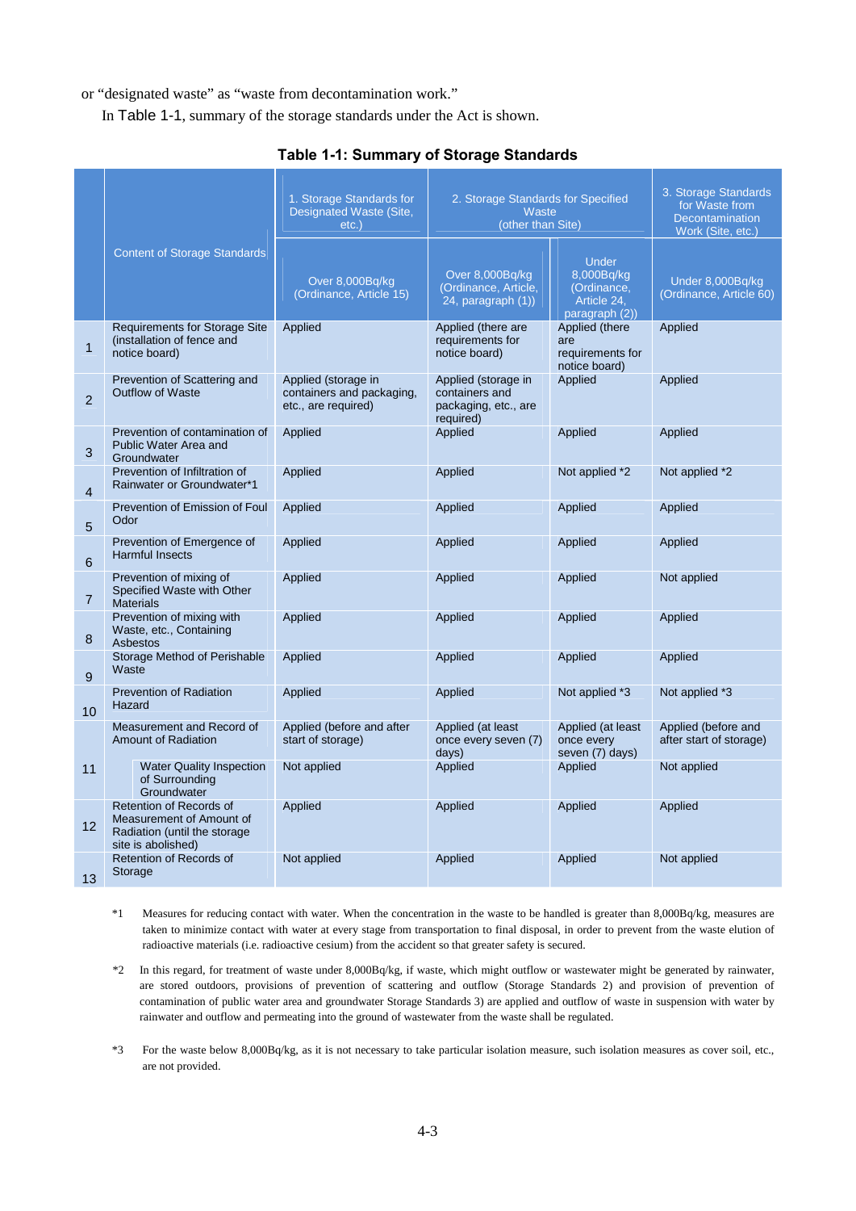or “designated waste” as “waste from decontamination work.”

In Table 1-1, summary of the storage standards under the Act is shown.

**Table 1-1: Summary of Storage Standards**

| | Content of Storage Standards | 1. Storage Standards for Designated Waste (Site, etc.) | 2. Storage Standards for Specified Waste (other than Site) | | 3. Storage Standards for Waste from Decontamination Work (Site, etc.) |
|---|---|---|---|---|---|
| | | Over 8,000Bq/kg (Ordinance, Article 15) | Over 8,000Bq/kg (Ordinance, Article, 24, paragraph (1)) | Under 8,000Bq/kg (Ordinance, Article 24, paragraph (2)) | Under 8,000Bq/kg (Ordinance, Article 60) |
| 1 | Requirements for Storage Site (installation of fence and notice board) | Applied | Applied (there are requirements for notice board) | Applied (there are requirements for notice board) | Applied |
| 2 | Prevention of Scattering and Outflow of Waste | Applied (storage in containers and packaging, etc., are required) | Applied (storage in containers and packaging, etc., are required) | Applied | Applied |
| 3 | Prevention of contamination of Public Water Area and Groundwater | Applied | Applied | Applied | Applied |
| 4 | Prevention of Infiltration of Rainwater or Groundwater*1 | Applied | Applied | Not applied *2 | Not applied *2 |
| 5 | Prevention of Emission of Foul Odor | Applied | Applied | Applied | Applied |
| 6 | Prevention of Emergence of Harmful Insects | Applied | Applied | Applied | Applied |
| 7 | Prevention of mixing of Specified Waste with Other Materials | Applied | Applied | Applied | Not applied |
| 8 | Prevention of mixing with Waste, etc., Containing Asbestos | Applied | Applied | Applied | Applied |
| 9 | Storage Method of Perishable Waste | Applied | Applied | Applied | Applied |
| 10 | Prevention of Radiation Hazard | Applied | Applied | Not applied *3 | Not applied *3 |
| 11 | Measurement and Record of Amount of Radiation | Applied (before and after start of storage) | Applied (at least once every seven (7) days) | Applied (at least once every seven (7) days) | Applied (before and after start of storage) |
| | Water Quality Inspection of Surrounding Groundwater | Not applied | Applied | Applied | Not applied |
| 12 | Retention of Records of Measurement of Amount of Radiation (until the storage site is abolished) | Applied | Applied | Applied | Applied |
| 13 | Retention of Records of Storage | Not applied | Applied | Applied | Not applied |

*1 Measures for reducing contact with water. When the concentration in the waste to be handled is greater than 8,000Bq/kg, measures are taken to minimize contact with water at every stage from transportation to final disposal, in order to prevent from the waste elution of radioactive materials (i.e. radioactive cesium) from the accident so that greater safety is secured.

*2 In this regard, for treatment of waste under 8,000Bq/kg, if waste, which might outflow or wastewater might be generated by rainwater, are stored outdoors, provisions of prevention of scattering and outflow (Storage Standards 2) and provision of prevention of contamination of public water area and groundwater Storage Standards 3) are applied and outflow of waste in suspension with water by rainwater and outflow and permeating into the ground of wastewater from the waste shall be regulated.

*3 For the waste below 8,000Bq/kg, as it is not necessary to take particular isolation measure, such isolation measures as cover soil, etc., are not provided.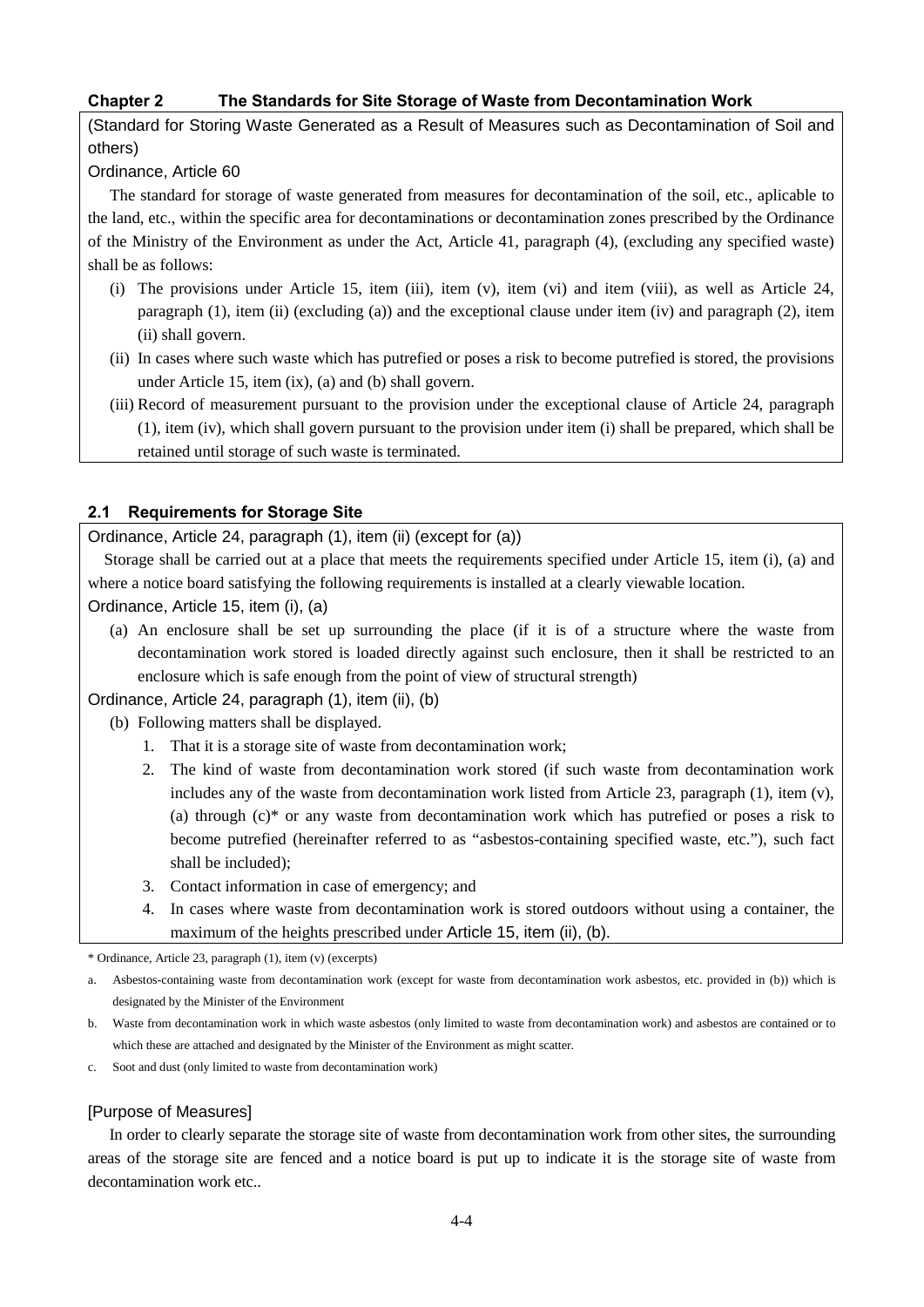## Chapter 2 The Standards for Site Storage of Waste from Decontamination Work

(Standard for Storing Waste Generated as a Result of Measures such as Decontamination of Soil and others)

Ordinance, Article 60

The standard for storage of waste generated from measures for decontamination of the soil, etc., aplicable to the land, etc., within the specific area for decontaminations or decontamination zones prescribed by the Ordinance of the Ministry of the Environment as under the Act, Article 41, paragraph (4), (excluding any specified waste) shall be as follows:

(i) The provisions under Article 15, item (iii), item (v), item (vi) and item (viii), as well as Article 24, paragraph (1), item (ii) (excluding (a)) and the exceptional clause under item (iv) and paragraph (2), item (ii) shall govern.

(ii) In cases where such waste which has putrefied or poses a risk to become putrefied is stored, the provisions under Article 15, item (ix), (a) and (b) shall govern.

(iii) Record of measurement pursuant to the provision under the exceptional clause of Article 24, paragraph (1), item (iv), which shall govern pursuant to the provision under item (i) shall be prepared, which shall be retained until storage of such waste is terminated.

### 2.1 Requirements for Storage Site

Ordinance, Article 24, paragraph (1), item (ii) (except for (a))

Storage shall be carried out at a place that meets the requirements specified under Article 15, item (i), (a) and where a notice board satisfying the following requirements is installed at a clearly viewable location.

Ordinance, Article 15, item (i), (a)

(a) An enclosure shall be set up surrounding the place (if it is of a structure where the waste from decontamination work stored is loaded directly against such enclosure, then it shall be restricted to an enclosure which is safe enough from the point of view of structural strength)

Ordinance, Article 24, paragraph (1), item (ii), (b)

(b) Following matters shall be displayed.

1. That it is a storage site of waste from decontamination work;
2. The kind of waste from decontamination work stored (if such waste from decontamination work includes any of the waste from decontamination work listed from Article 23, paragraph (1), item (v), (a) through (c)* or any waste from decontamination work which has putrefied or poses a risk to become putrefied (hereinafter referred to as "asbestos-containing specified waste, etc."), such fact shall be included);
3. Contact information in case of emergency; and
4. In cases where waste from decontamination work is stored outdoors without using a container, the maximum of the heights prescribed under Article 15, item (ii), (b).

\* Ordinance, Article 23, paragraph (1), item (v) (excerpts)

a. Asbestos-containing waste from decontamination work (except for waste from decontamination work asbestos, etc. provided in (b)) which is designated by the Minister of the Environment

b. Waste from decontamination work in which waste asbestos (only limited to waste from decontamination work) and asbestos are contained or to which these are attached and designated by the Minister of the Environment as might scatter.

c. Soot and dust (only limited to waste from decontamination work)

[Purpose of Measures]

In order to clearly separate the storage site of waste from decontamination work from other sites, the surrounding areas of the storage site are fenced and a notice board is put up to indicate it is the storage site of waste from decontamination work etc..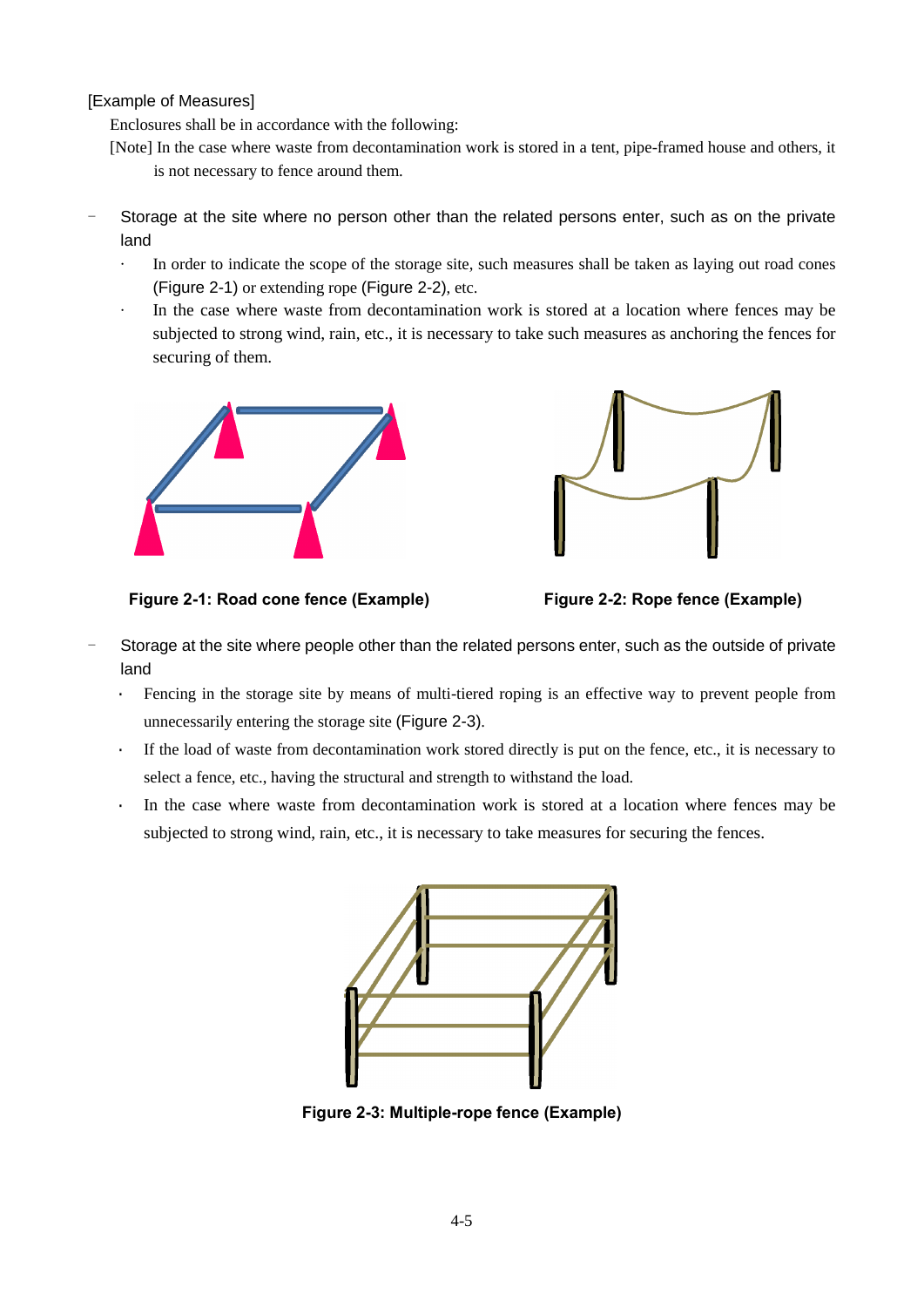[Example of Measures]

Enclosures shall be in accordance with the following:

[Note] In the case where waste from decontamination work is stored in a tent, pipe-framed house and others, it is not necessary to fence around them.

- Storage at the site where no person other than the related persons enter, such as on the private land
  - In order to indicate the scope of the storage site, such measures shall be taken as laying out road cones (Figure 2-1) or extending rope (Figure 2-2), etc.
  - In the case where waste from decontamination work is stored at a location where fences may be subjected to strong wind, rain, etc., it is necessary to take such measures as anchoring the fences for securing of them.

Figure 2-1: Road cone fence (Example)

Figure 2-2: Rope fence (Example)

- Storage at the site where people other than the related persons enter, such as the outside of private land
  - Fencing in the storage site by means of multi-tiered roping is an effective way to prevent people from unnecessarily entering the storage site (Figure 2-3).
  - If the load of waste from decontamination work stored directly is put on the fence, etc., it is necessary to select a fence, etc., having the structural and strength to withstand the load.
  - In the case where waste from decontamination work is stored at a location where fences may be subjected to strong wind, rain, etc., it is necessary to take measures for securing the fences.

Figure 2-3: Multiple-rope fence (Example)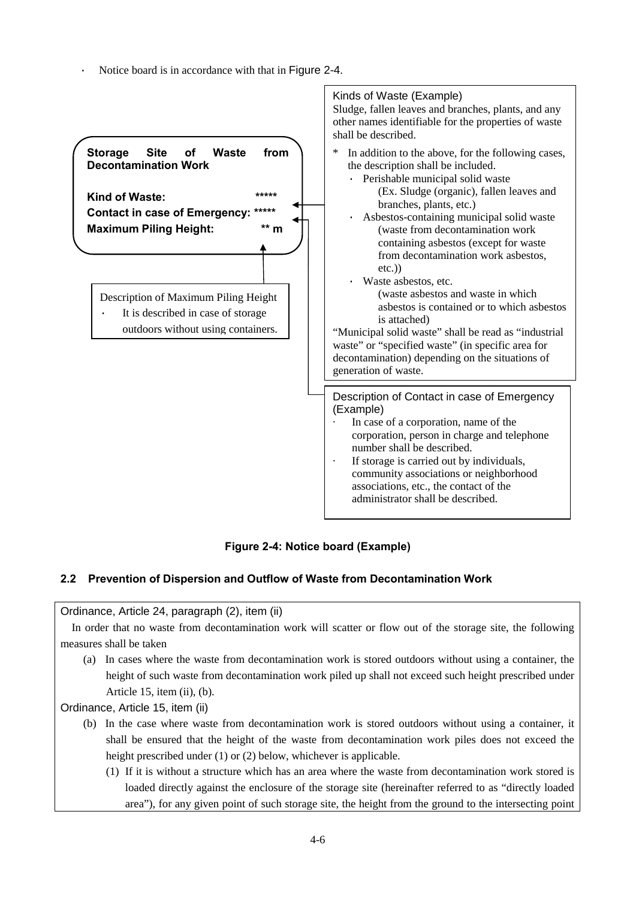- Notice board is in accordance with that in Figure 2-4.

**Storage Site of Waste from Decontamination Work**

**Kind of Waste: \*\*\*\*\***
**Contact in case of Emergency: \*\*\*\*\***
**Maximum Piling Height: \*\* m**

Kinds of Waste (Example)
Sludge, fallen leaves and branches, plants, and any other names identifiable for the properties of waste shall be described.

\* In addition to the above, for the following cases, the description shall be included.

- Perishable municipal solid waste
  (Ex. Sludge (organic), fallen leaves and branches, plants, etc.)
- Asbestos-containing municipal solid waste
  (waste from decontamination work containing asbestos (except for waste from decontamination work asbestos, etc.))
- Waste asbestos, etc.
  (waste asbestos and waste in which asbestos is contained or to which asbestos is attached)

"Municipal solid waste" shall be read as "industrial waste" or "specified waste" (in specific area for decontamination) depending on the situations of generation of waste.

Description of Contact in case of Emergency (Example)

- In case of a corporation, name of the corporation, person in charge and telephone number shall be described.
- If storage is carried out by individuals, community associations or neighborhood associations, etc., the contact of the administrator shall be described.

Description of Maximum Piling Height

- It is described in case of storage outdoors without using containers.

**Figure 2-4: Notice board (Example)**

## 2.2 Prevention of Dispersion and Outflow of Waste from Decontamination Work

Ordinance, Article 24, paragraph (2), item (ii)

In order that no waste from decontamination work will scatter or flow out of the storage site, the following measures shall be taken

(a) In cases where the waste from decontamination work is stored outdoors without using a container, the height of such waste from decontamination work piled up shall not exceed such height prescribed under Article 15, item (ii), (b).

Ordinance, Article 15, item (ii)

(b) In the case where waste from decontamination work is stored outdoors without using a container, it shall be ensured that the height of the waste from decontamination work piles does not exceed the height prescribed under (1) or (2) below, whichever is applicable.

(1) If it is without a structure which has an area where the waste from decontamination work stored is loaded directly against the enclosure of the storage site (hereinafter referred to as "directly loaded area"), for any given point of such storage site, the height from the ground to the intersecting point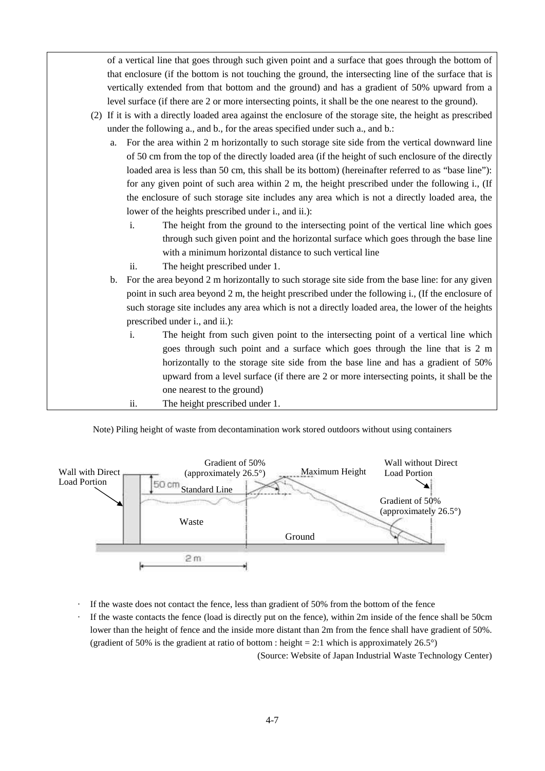of a vertical line that goes through such given point and a surface that goes through the bottom of that enclosure (if the bottom is not touching the ground, the intersecting line of the surface that is vertically extended from that bottom and the ground) and has a gradient of 50% upward from a level surface (if there are 2 or more intersecting points, it shall be the one nearest to the ground).

(2) If it is with a directly loaded area against the enclosure of the storage site, the height as prescribed under the following a., and b., for the areas specified under such a., and b.:

a. For the area within 2 m horizontally to such storage site side from the vertical downward line of 50 cm from the top of the directly loaded area (if the height of such enclosure of the directly loaded area is less than 50 cm, this shall be its bottom) (hereinafter referred to as "base line"): for any given point of such area within 2 m, the height prescribed under the following i., (If the enclosure of such storage site includes any area which is not a directly loaded area, the lower of the heights prescribed under i., and ii.):

i. The height from the ground to the intersecting point of the vertical line which goes through such given point and the horizontal surface which goes through the base line with a minimum horizontal distance to such vertical line

ii. The height prescribed under 1.

b. For the area beyond 2 m horizontally to such storage site side from the base line: for any given point in such area beyond 2 m, the height prescribed under the following i., (If the enclosure of such storage site includes any area which is not a directly loaded area, the lower of the heights prescribed under i., and ii.):

i. The height from such given point to the intersecting point of a vertical line which goes through such point and a surface which goes through the line that is 2 m horizontally to the storage site side from the base line and has a gradient of 50% upward from a level surface (if there are 2 or more intersecting points, it shall be the one nearest to the ground)

ii. The height prescribed under 1.

Note) Piling height of waste from decontamination work stored outdoors without using containers

Wall with Direct Load Portion | 50 cm | Standard Line | Gradient of 50% (approximately 26.5°) | Maximum Height | Wall without Direct Load Portion | Gradient of 50% (approximately 26.5°) | Waste | Ground | 2 m

- If the waste does not contact the fence, less than gradient of 50% from the bottom of the fence
- If the waste contacts the fence (load is directly put on the fence), within 2m inside of the fence shall be 50cm lower than the height of fence and the inside more distant than 2m from the fence shall have gradient of 50%. (gradient of 50% is the gradient at ratio of bottom : height = 2:1 which is approximately 26.5°)

(Source: Website of Japan Industrial Waste Technology Center)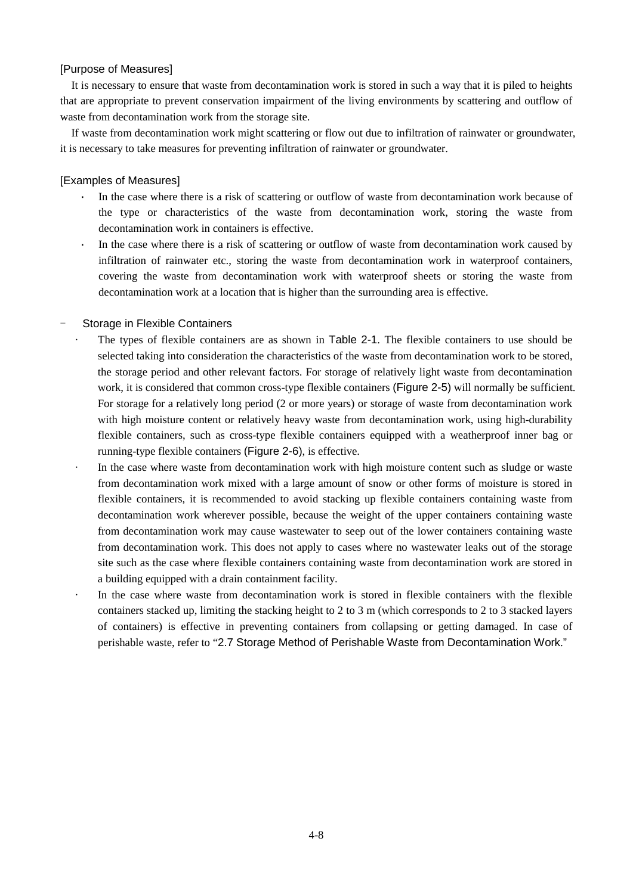[Purpose of Measures]

It is necessary to ensure that waste from decontamination work is stored in such a way that it is piled to heights that are appropriate to prevent conservation impairment of the living environments by scattering and outflow of waste from decontamination work from the storage site.

If waste from decontamination work might scattering or flow out due to infiltration of rainwater or groundwater, it is necessary to take measures for preventing infiltration of rainwater or groundwater.

[Examples of Measures]

- In the case where there is a risk of scattering or outflow of waste from decontamination work because of the type or characteristics of the waste from decontamination work, storing the waste from decontamination work in containers is effective.
- In the case where there is a risk of scattering or outflow of waste from decontamination work caused by infiltration of rainwater etc., storing the waste from decontamination work in waterproof containers, covering the waste from decontamination work with waterproof sheets or storing the waste from decontamination work at a location that is higher than the surrounding area is effective.

– Storage in Flexible Containers

- The types of flexible containers are as shown in Table 2-1. The flexible containers to use should be selected taking into consideration the characteristics of the waste from decontamination work to be stored, the storage period and other relevant factors. For storage of relatively light waste from decontamination work, it is considered that common cross-type flexible containers (Figure 2-5) will normally be sufficient. For storage for a relatively long period (2 or more years) or storage of waste from decontamination work with high moisture content or relatively heavy waste from decontamination work, using high-durability flexible containers, such as cross-type flexible containers equipped with a weatherproof inner bag or running-type flexible containers (Figure 2-6), is effective.
- In the case where waste from decontamination work with high moisture content such as sludge or waste from decontamination work mixed with a large amount of snow or other forms of moisture is stored in flexible containers, it is recommended to avoid stacking up flexible containers containing waste from decontamination work wherever possible, because the weight of the upper containers containing waste from decontamination work may cause wastewater to seep out of the lower containers containing waste from decontamination work. This does not apply to cases where no wastewater leaks out of the storage site such as the case where flexible containers containing waste from decontamination work are stored in a building equipped with a drain containment facility.
- In the case where waste from decontamination work is stored in flexible containers with the flexible containers stacked up, limiting the stacking height to 2 to 3 m (which corresponds to 2 to 3 stacked layers of containers) is effective in preventing containers from collapsing or getting damaged. In case of perishable waste, refer to "2.7 Storage Method of Perishable Waste from Decontamination Work."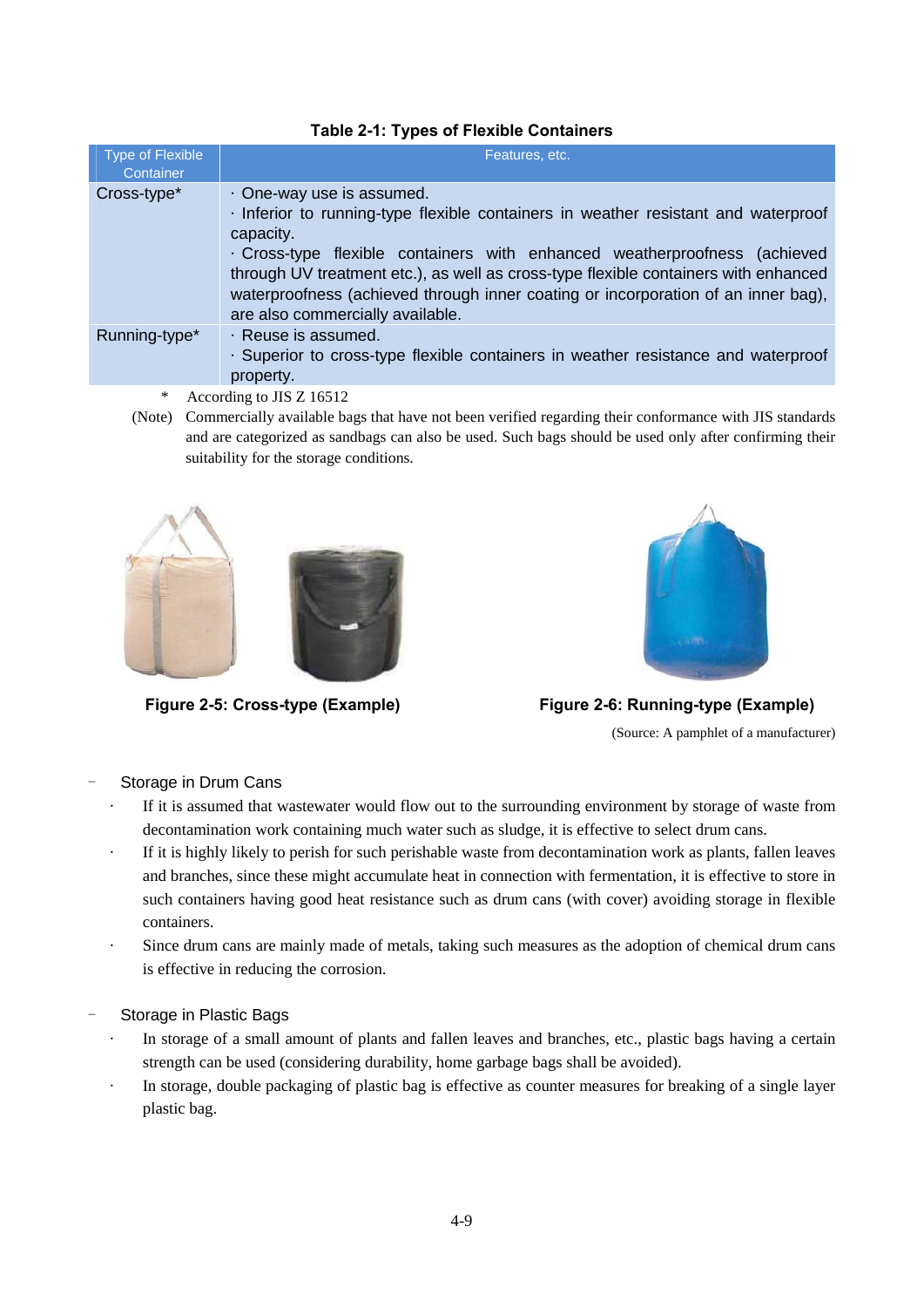**Table 2-1: Types of Flexible Containers**

| Type of Flexible Container | Features, etc. |
|---|---|
| Cross-type* | · One-way use is assumed.<br>· Inferior to running-type flexible containers in weather resistant and waterproof capacity.<br>· Cross-type flexible containers with enhanced weatherproofness (achieved through UV treatment etc.), as well as cross-type flexible containers with enhanced waterproofness (achieved through inner coating or incorporation of an inner bag), are also commercially available. |
| Running-type* | · Reuse is assumed.<br>· Superior to cross-type flexible containers in weather resistance and waterproof property. |

\* According to JIS Z 16512

(Note) Commercially available bags that have not been verified regarding their conformance with JIS standards and are categorized as sandbags can also be used. Such bags should be used only after confirming their suitability for the storage conditions.

**Figure 2-5: Cross-type (Example)**

**Figure 2-6: Running-type (Example)**

(Source: A pamphlet of a manufacturer)

- Storage in Drum Cans
  - If it is assumed that wastewater would flow out to the surrounding environment by storage of waste from decontamination work containing much water such as sludge, it is effective to select drum cans.
  - If it is highly likely to perish for such perishable waste from decontamination work as plants, fallen leaves and branches, since these might accumulate heat in connection with fermentation, it is effective to store in such containers having good heat resistance such as drum cans (with cover) avoiding storage in flexible containers.
  - Since drum cans are mainly made of metals, taking such measures as the adoption of chemical drum cans is effective in reducing the corrosion.

- Storage in Plastic Bags
  - In storage of a small amount of plants and fallen leaves and branches, etc., plastic bags having a certain strength can be used (considering durability, home garbage bags shall be avoided).
  - In storage, double packaging of plastic bag is effective as counter measures for breaking of a single layer plastic bag.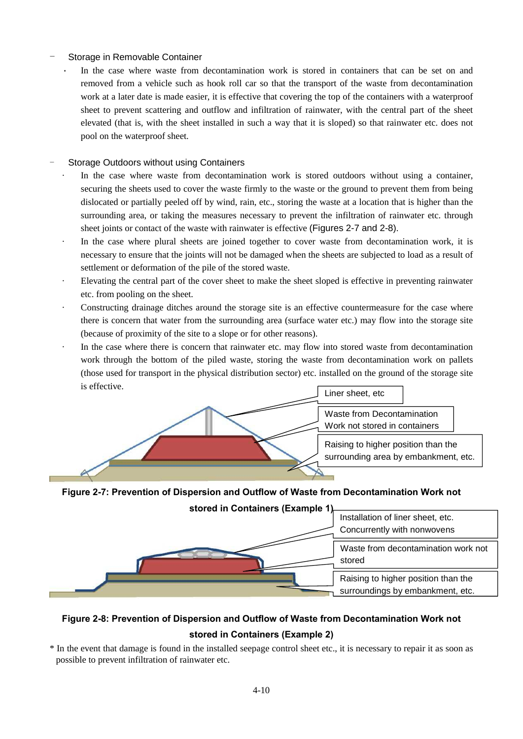- Storage in Removable Container
  - In the case where waste from decontamination work is stored in containers that can be set on and removed from a vehicle such as hook roll car so that the transport of the waste from decontamination work at a later date is made easier, it is effective that covering the top of the containers with a waterproof sheet to prevent scattering and outflow and infiltration of rainwater, with the central part of the sheet elevated (that is, with the sheet installed in such a way that it is sloped) so that rainwater etc. does not pool on the waterproof sheet.

- Storage Outdoors without using Containers
  - In the case where waste from decontamination work is stored outdoors without using a container, securing the sheets used to cover the waste firmly to the waste or the ground to prevent them from being dislocated or partially peeled off by wind, rain, etc., storing the waste at a location that is higher than the surrounding area, or taking the measures necessary to prevent the infiltration of rainwater etc. through sheet joints or contact of the waste with rainwater is effective (Figures 2-7 and 2-8).
  - In the case where plural sheets are joined together to cover waste from decontamination work, it is necessary to ensure that the joints will not be damaged when the sheets are subjected to load as a result of settlement or deformation of the pile of the stored waste.
  - Elevating the central part of the cover sheet to make the sheet sloped is effective in preventing rainwater etc. from pooling on the sheet.
  - Constructing drainage ditches around the storage site is an effective countermeasure for the case where there is concern that water from the surrounding area (surface water etc.) may flow into the storage site (because of proximity of the site to a slope or for other reasons).
  - In the case where there is concern that rainwater etc. may flow into stored waste from decontamination work through the bottom of the piled waste, storing the waste from decontamination work on pallets (those used for transport in the physical distribution sector) etc. installed on the ground of the storage site is effective.

Liner sheet, etc

Waste from Decontamination Work not stored in containers

Raising to higher position than the surrounding area by embankment, etc.

**Figure 2-7: Prevention of Dispersion and Outflow of Waste from Decontamination Work not stored in Containers (Example 1)**

Installation of liner sheet, etc. Concurrently with nonwovens

Waste from decontamination work not stored

Raising to higher position than the surroundings by embankment, etc.

**Figure 2-8: Prevention of Dispersion and Outflow of Waste from Decontamination Work not stored in Containers (Example 2)**

* In the event that damage is found in the installed seepage control sheet etc., it is necessary to repair it as soon as possible to prevent infiltration of rainwater etc.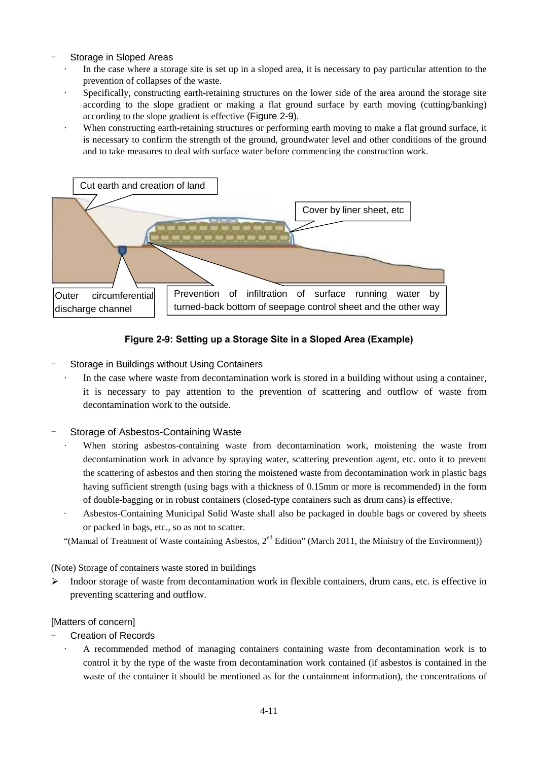- Storage in Sloped Areas
  - In the case where a storage site is set up in a sloped area, it is necessary to pay particular attention to the prevention of collapses of the waste.
  - Specifically, constructing earth-retaining structures on the lower side of the area around the storage site according to the slope gradient or making a flat ground surface by earth moving (cutting/banking) according to the slope gradient is effective (Figure 2-9).
  - When constructing earth-retaining structures or performing earth moving to make a flat ground surface, it is necessary to confirm the strength of the ground, groundwater level and other conditions of the ground and to take measures to deal with surface water before commencing the construction work.

Cut earth and creation of land

Cover by liner sheet, etc

Outer circumferential discharge channel

Prevention of infiltration of surface running water by turned-back bottom of seepage control sheet and the other way

**Figure 2-9: Setting up a Storage Site in a Sloped Area (Example)**

- Storage in Buildings without Using Containers
  - In the case where waste from decontamination work is stored in a building without using a container, it is necessary to pay attention to the prevention of scattering and outflow of waste from decontamination work to the outside.

- Storage of Asbestos-Containing Waste
  - When storing asbestos-containing waste from decontamination work, moistening the waste from decontamination work in advance by spraying water, scattering prevention agent, etc. onto it to prevent the scattering of asbestos and then storing the moistened waste from decontamination work in plastic bags having sufficient strength (using bags with a thickness of 0.15mm or more is recommended) in the form of double-bagging or in robust containers (closed-type containers such as drum cans) is effective.
  - Asbestos-Containing Municipal Solid Waste shall also be packaged in double bags or covered by sheets or packed in bags, etc., so as not to scatter.

"(Manual of Treatment of Waste containing Asbestos, 2nd Edition" (March 2011, the Ministry of the Environment))

(Note) Storage of containers waste stored in buildings

- Indoor storage of waste from decontamination work in flexible containers, drum cans, etc. is effective in preventing scattering and outflow.

[Matters of concern]

- Creation of Records
  - A recommended method of managing containers containing waste from decontamination work is to control it by the type of the waste from decontamination work contained (if asbestos is contained in the waste of the container it should be mentioned as for the containment information), the concentrations of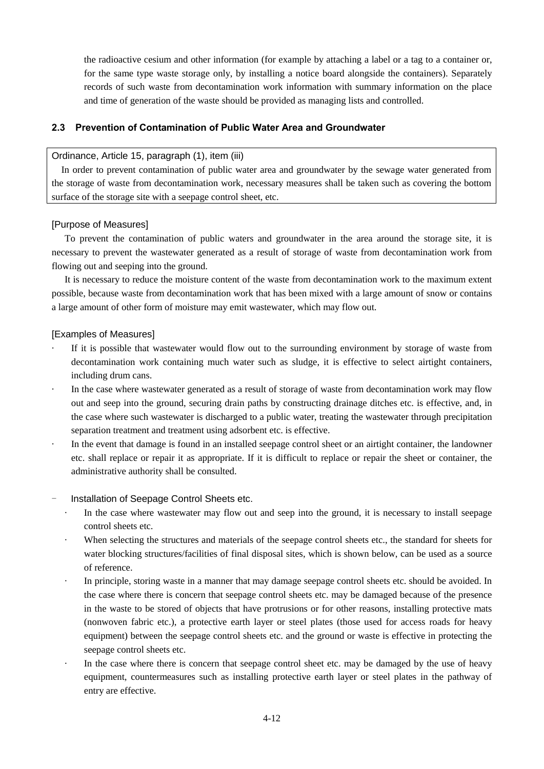the radioactive cesium and other information (for example by attaching a label or a tag to a container or, for the same type waste storage only, by installing a notice board alongside the containers). Separately records of such waste from decontamination work information with summary information on the place and time of generation of the waste should be provided as managing lists and controlled.

### 2.3 Prevention of Contamination of Public Water Area and Groundwater

> Ordinance, Article 15, paragraph (1), item (iii)
>
> In order to prevent contamination of public water area and groundwater by the sewage water generated from the storage of waste from decontamination work, necessary measures shall be taken such as covering the bottom surface of the storage site with a seepage control sheet, etc.

[Purpose of Measures]

To prevent the contamination of public waters and groundwater in the area around the storage site, it is necessary to prevent the wastewater generated as a result of storage of waste from decontamination work from flowing out and seeping into the ground.

It is necessary to reduce the moisture content of the waste from decontamination work to the maximum extent possible, because waste from decontamination work that has been mixed with a large amount of snow or contains a large amount of other form of moisture may emit wastewater, which may flow out.

[Examples of Measures]

- If it is possible that wastewater would flow out to the surrounding environment by storage of waste from decontamination work containing much water such as sludge, it is effective to select airtight containers, including drum cans.
- In the case where wastewater generated as a result of storage of waste from decontamination work may flow out and seep into the ground, securing drain paths by constructing drainage ditches etc. is effective, and, in the case where such wastewater is discharged to a public water, treating the wastewater through precipitation separation treatment and treatment using adsorbent etc. is effective.
- In the event that damage is found in an installed seepage control sheet or an airtight container, the landowner etc. shall replace or repair it as appropriate. If it is difficult to replace or repair the sheet or container, the administrative authority shall be consulted.

- Installation of Seepage Control Sheets etc.
  - In the case where wastewater may flow out and seep into the ground, it is necessary to install seepage control sheets etc.
  - When selecting the structures and materials of the seepage control sheets etc., the standard for sheets for water blocking structures/facilities of final disposal sites, which is shown below, can be used as a source of reference.
  - In principle, storing waste in a manner that may damage seepage control sheets etc. should be avoided. In the case where there is concern that seepage control sheets etc. may be damaged because of the presence in the waste to be stored of objects that have protrusions or for other reasons, installing protective mats (nonwoven fabric etc.), a protective earth layer or steel plates (those used for access roads for heavy equipment) between the seepage control sheets etc. and the ground or waste is effective in protecting the seepage control sheets etc.
  - In the case where there is concern that seepage control sheet etc. may be damaged by the use of heavy equipment, countermeasures such as installing protective earth layer or steel plates in the pathway of entry are effective.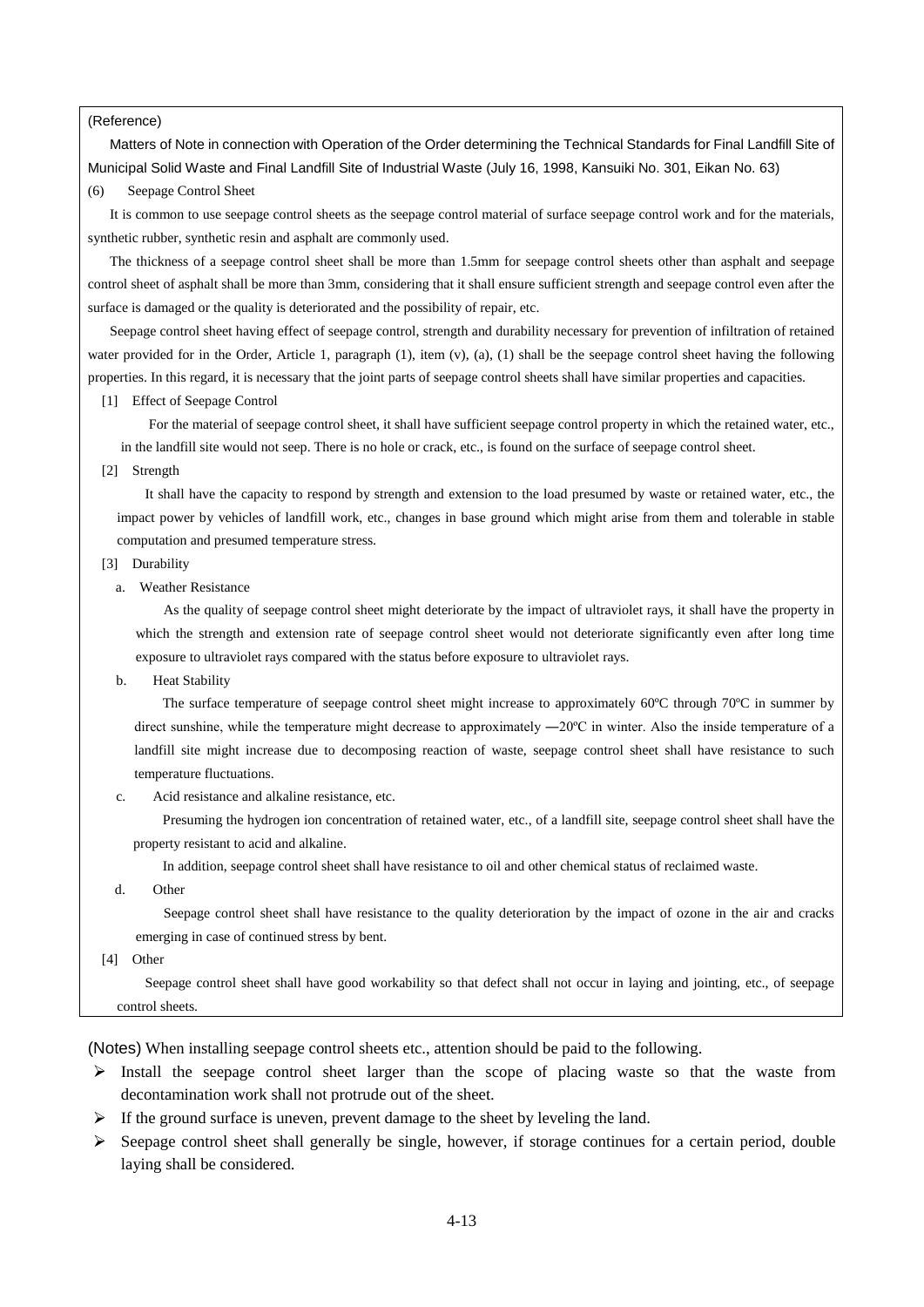(Reference)

Matters of Note in connection with Operation of the Order determining the Technical Standards for Final Landfill Site of Municipal Solid Waste and Final Landfill Site of Industrial Waste (July 16, 1998, Kansuiki No. 301, Eikan No. 63)

(6) Seepage Control Sheet

It is common to use seepage control sheets as the seepage control material of surface seepage control work and for the materials, synthetic rubber, synthetic resin and asphalt are commonly used.

The thickness of a seepage control sheet shall be more than 1.5mm for seepage control sheets other than asphalt and seepage control sheet of asphalt shall be more than 3mm, considering that it shall ensure sufficient strength and seepage control even after the surface is damaged or the quality is deteriorated and the possibility of repair, etc.

Seepage control sheet having effect of seepage control, strength and durability necessary for prevention of infiltration of retained water provided for in the Order, Article 1, paragraph (1), item (v), (a), (1) shall be the seepage control sheet having the following properties. In this regard, it is necessary that the joint parts of seepage control sheets shall have similar properties and capacities.

[1] Effect of Seepage Control

For the material of seepage control sheet, it shall have sufficient seepage control property in which the retained water, etc., in the landfill site would not seep. There is no hole or crack, etc., is found on the surface of seepage control sheet.

[2] Strength

It shall have the capacity to respond by strength and extension to the load presumed by waste or retained water, etc., the impact power by vehicles of landfill work, etc., changes in base ground which might arise from them and tolerable in stable computation and presumed temperature stress.

[3] Durability

a. Weather Resistance

As the quality of seepage control sheet might deteriorate by the impact of ultraviolet rays, it shall have the property in which the strength and extension rate of seepage control sheet would not deteriorate significantly even after long time exposure to ultraviolet rays compared with the status before exposure to ultraviolet rays.

b. Heat Stability

The surface temperature of seepage control sheet might increase to approximately 60ºC through 70ºC in summer by direct sunshine, while the temperature might decrease to approximately ―20ºC in winter. Also the inside temperature of a landfill site might increase due to decomposing reaction of waste, seepage control sheet shall have resistance to such temperature fluctuations.

c. Acid resistance and alkaline resistance, etc.

Presuming the hydrogen ion concentration of retained water, etc., of a landfill site, seepage control sheet shall have the property resistant to acid and alkaline.

In addition, seepage control sheet shall have resistance to oil and other chemical status of reclaimed waste.

d. Other

Seepage control sheet shall have resistance to the quality deterioration by the impact of ozone in the air and cracks emerging in case of continued stress by bent.

[4] Other

Seepage control sheet shall have good workability so that defect shall not occur in laying and jointing, etc., of seepage control sheets.

(Notes) When installing seepage control sheets etc., attention should be paid to the following.

- Install the seepage control sheet larger than the scope of placing waste so that the waste from decontamination work shall not protrude out of the sheet.
- If the ground surface is uneven, prevent damage to the sheet by leveling the land.
- Seepage control sheet shall generally be single, however, if storage continues for a certain period, double laying shall be considered.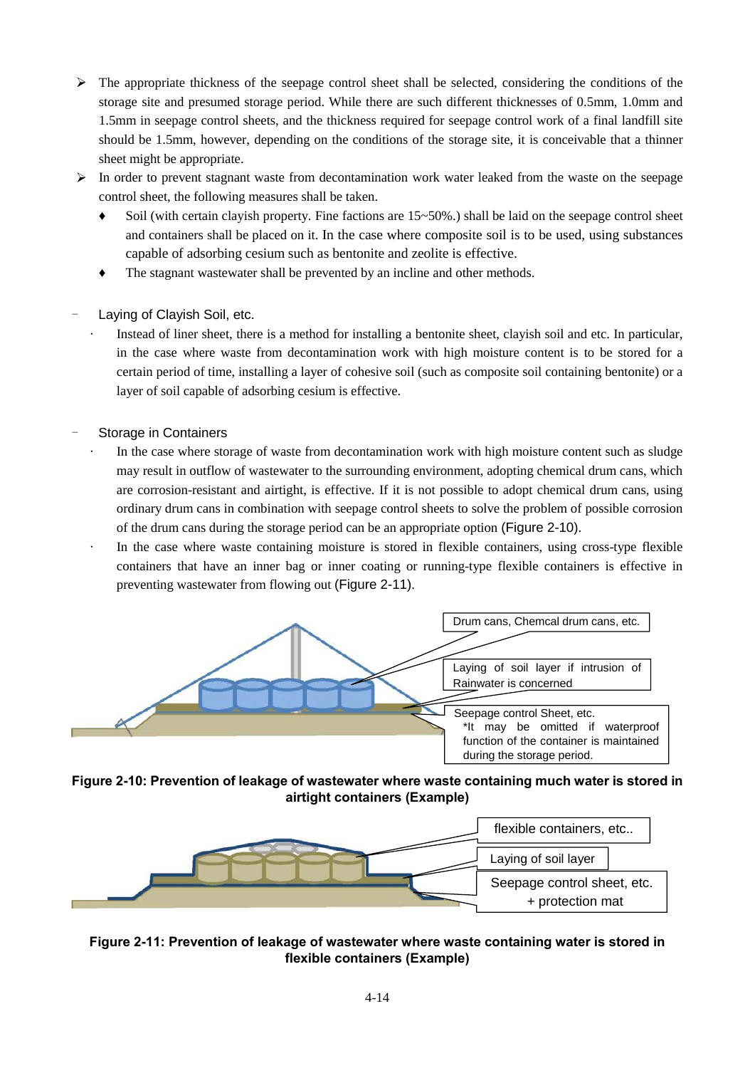- The appropriate thickness of the seepage control sheet shall be selected, considering the conditions of the storage site and presumed storage period. While there are such different thicknesses of 0.5mm, 1.0mm and 1.5mm in seepage control sheets, and the thickness required for seepage control work of a final landfill site should be 1.5mm, however, depending on the conditions of the storage site, it is conceivable that a thinner sheet might be appropriate.
- In order to prevent stagnant waste from decontamination work water leaked from the waste on the seepage control sheet, the following measures shall be taken.
  - Soil (with certain clayish property. Fine factions are 15~50%.) shall be laid on the seepage control sheet and containers shall be placed on it. In the case where composite soil is to be used, using substances capable of adsorbing cesium such as bentonite and zeolite is effective.
  - The stagnant wastewater shall be prevented by an incline and other methods.

- Laying of Clayish Soil, etc.
  - Instead of liner sheet, there is a method for installing a bentonite sheet, clayish soil and etc. In particular, in the case where waste from decontamination work with high moisture content is to be stored for a certain period of time, installing a layer of cohesive soil (such as composite soil containing bentonite) or a layer of soil capable of adsorbing cesium is effective.

- Storage in Containers
  - In the case where storage of waste from decontamination work with high moisture content such as sludge may result in outflow of wastewater to the surrounding environment, adopting chemical drum cans, which are corrosion-resistant and airtight, is effective. If it is not possible to adopt chemical drum cans, using ordinary drum cans in combination with seepage control sheets to solve the problem of possible corrosion of the drum cans during the storage period can be an appropriate option (Figure 2-10).
  - In the case where waste containing moisture is stored in flexible containers, using cross-type flexible containers that have an inner bag or inner coating or running-type flexible containers is effective in preventing wastewater from flowing out (Figure 2-11).

Drum cans, Chemcal drum cans, etc.

Laying of soil layer if intrusion of Rainwater is concerned

Seepage control Sheet, etc.
*It may be omitted if waterproof function of the container is maintained during the storage period.

**Figure 2-10: Prevention of leakage of wastewater where waste containing much water is stored in airtight containers (Example)**

flexible containers, etc..

Laying of soil layer

Seepage control sheet, etc. + protection mat

**Figure 2-11: Prevention of leakage of wastewater where waste containing water is stored in flexible containers (Example)**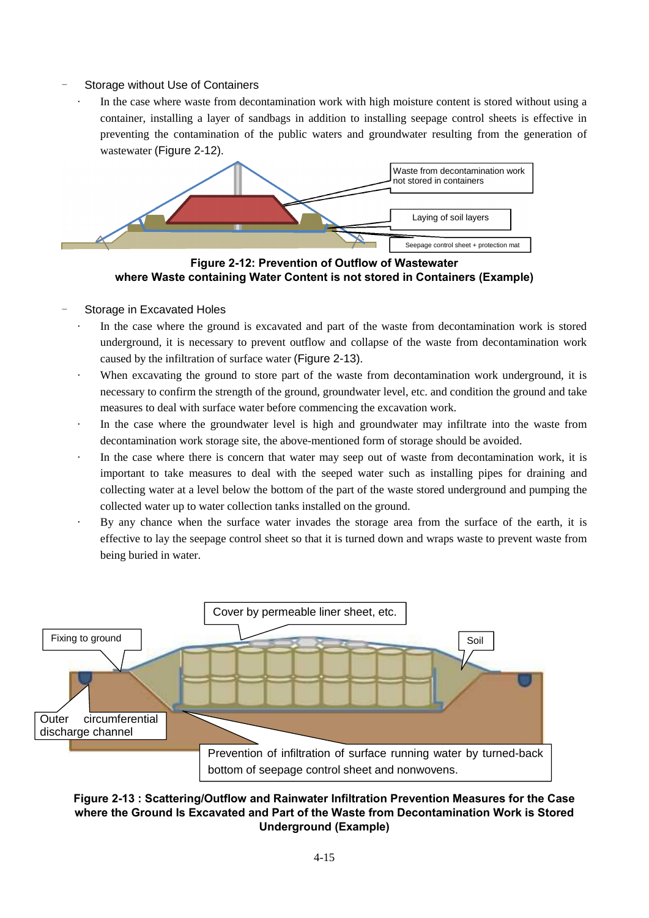- Storage without Use of Containers
  - In the case where waste from decontamination work with high moisture content is stored without using a container, installing a layer of sandbags in addition to installing seepage control sheets is effective in preventing the contamination of the public waters and groundwater resulting from the generation of wastewater (Figure 2-12).

Waste from decontamination work not stored in containers

Laying of soil layers

Seepage control sheet + protection mat

**Figure 2-12: Prevention of Outflow of Wastewater where Waste containing Water Content is not stored in Containers (Example)**

- Storage in Excavated Holes
  - In the case where the ground is excavated and part of the waste from decontamination work is stored underground, it is necessary to prevent outflow and collapse of the waste from decontamination work caused by the infiltration of surface water (Figure 2-13).
  - When excavating the ground to store part of the waste from decontamination work underground, it is necessary to confirm the strength of the ground, groundwater level, etc. and condition the ground and take measures to deal with surface water before commencing the excavation work.
  - In the case where the groundwater level is high and groundwater may infiltrate into the waste from decontamination work storage site, the above-mentioned form of storage should be avoided.
  - In the case where there is concern that water may seep out of waste from decontamination work, it is important to take measures to deal with the seeped water such as installing pipes for draining and collecting water at a level below the bottom of the part of the waste stored underground and pumping the collected water up to water collection tanks installed on the ground.
  - By any chance when the surface water invades the storage area from the surface of the earth, it is effective to lay the seepage control sheet so that it is turned down and wraps waste to prevent waste from being buried in water.

Cover by permeable liner sheet, etc.

Fixing to ground

Soil

Outer circumferential discharge channel

Prevention of infiltration of surface running water by turned-back bottom of seepage control sheet and nonwovens.

**Figure 2-13 : Scattering/Outflow and Rainwater Infiltration Prevention Measures for the Case where the Ground Is Excavated and Part of the Waste from Decontamination Work is Stored Underground (Example)**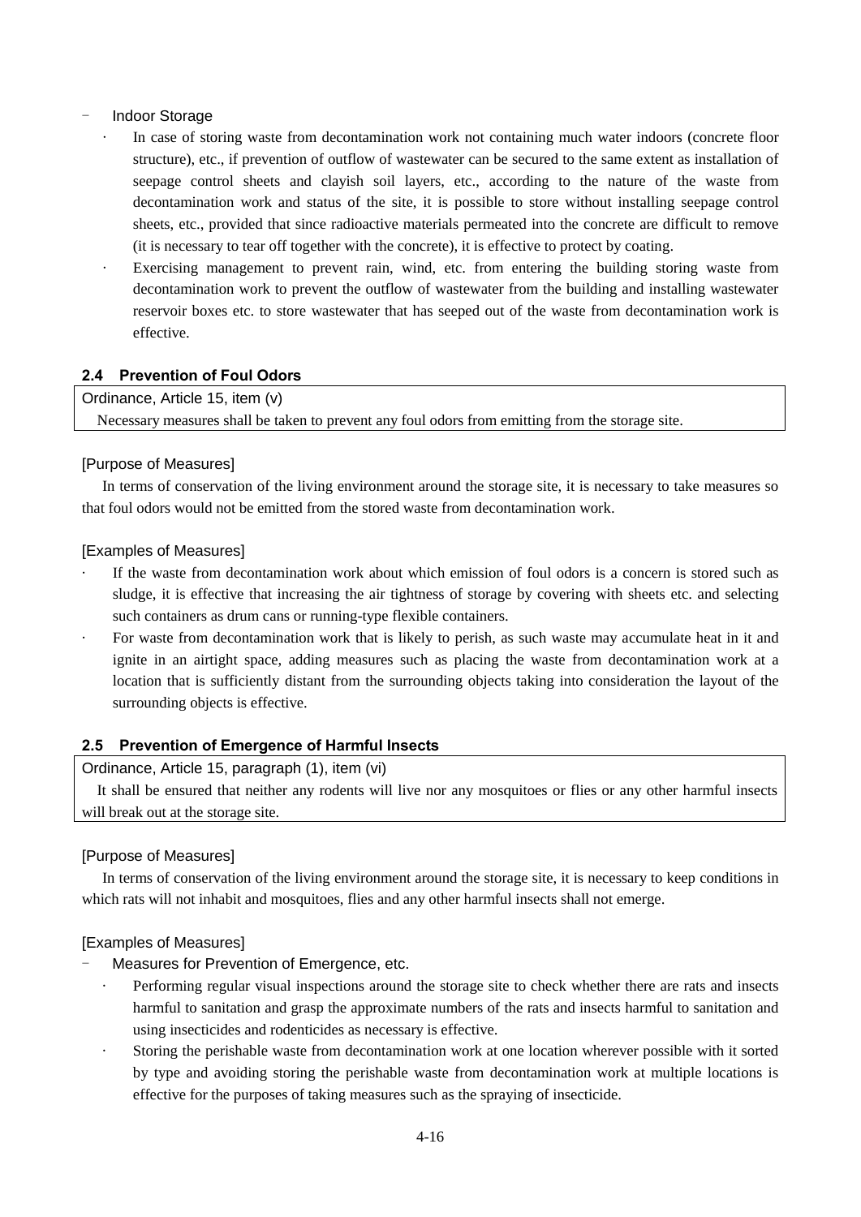- Indoor Storage
  - In case of storing waste from decontamination work not containing much water indoors (concrete floor structure), etc., if prevention of outflow of wastewater can be secured to the same extent as installation of seepage control sheets and clayish soil layers, etc., according to the nature of the waste from decontamination work and status of the site, it is possible to store without installing seepage control sheets, etc., provided that since radioactive materials permeated into the concrete are difficult to remove (it is necessary to tear off together with the concrete), it is effective to protect by coating.
  - Exercising management to prevent rain, wind, etc. from entering the building storing waste from decontamination work to prevent the outflow of wastewater from the building and installing wastewater reservoir boxes etc. to store wastewater that has seeped out of the waste from decontamination work is effective.

### 2.4 Prevention of Foul Odors

| Ordinance, Article 15, item (v) |
|---|
| Necessary measures shall be taken to prevent any foul odors from emitting from the storage site. |

[Purpose of Measures]

In terms of conservation of the living environment around the storage site, it is necessary to take measures so that foul odors would not be emitted from the stored waste from decontamination work.

[Examples of Measures]

- If the waste from decontamination work about which emission of foul odors is a concern is stored such as sludge, it is effective that increasing the air tightness of storage by covering with sheets etc. and selecting such containers as drum cans or running-type flexible containers.
- For waste from decontamination work that is likely to perish, as such waste may accumulate heat in it and ignite in an airtight space, adding measures such as placing the waste from decontamination work at a location that is sufficiently distant from the surrounding objects taking into consideration the layout of the surrounding objects is effective.

### 2.5 Prevention of Emergence of Harmful Insects

| Ordinance, Article 15, paragraph (1), item (vi) |
|---|
| It shall be ensured that neither any rodents will live nor any mosquitoes or flies or any other harmful insects will break out at the storage site. |

[Purpose of Measures]

In terms of conservation of the living environment around the storage site, it is necessary to keep conditions in which rats will not inhabit and mosquitoes, flies and any other harmful insects shall not emerge.

[Examples of Measures]

- Measures for Prevention of Emergence, etc.
  - Performing regular visual inspections around the storage site to check whether there are rats and insects harmful to sanitation and grasp the approximate numbers of the rats and insects harmful to sanitation and using insecticides and rodenticides as necessary is effective.
  - Storing the perishable waste from decontamination work at one location wherever possible with it sorted by type and avoiding storing the perishable waste from decontamination work at multiple locations is effective for the purposes of taking measures such as the spraying of insecticide.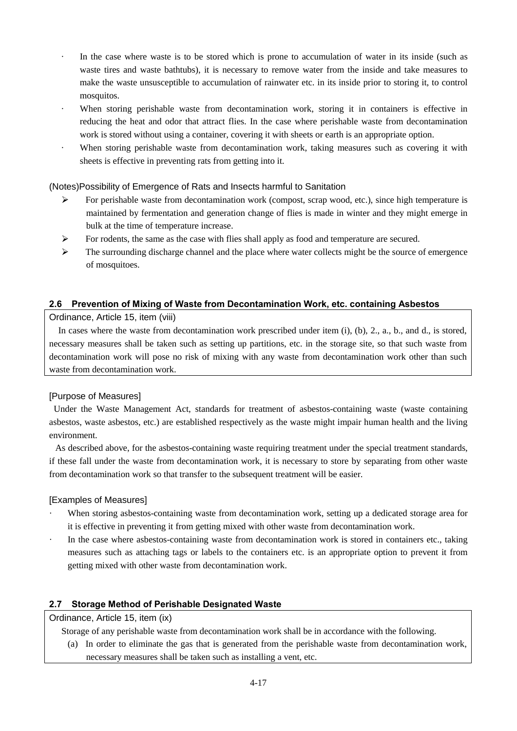- In the case where waste is to be stored which is prone to accumulation of water in its inside (such as waste tires and waste bathtubs), it is necessary to remove water from the inside and take measures to make the waste unsusceptible to accumulation of rainwater etc. in its inside prior to storing it, to control mosquitos.
- When storing perishable waste from decontamination work, storing it in containers is effective in reducing the heat and odor that attract flies. In the case where perishable waste from decontamination work is stored without using a container, covering it with sheets or earth is an appropriate option.
- When storing perishable waste from decontamination work, taking measures such as covering it with sheets is effective in preventing rats from getting into it.

(Notes)Possibility of Emergence of Rats and Insects harmful to Sanitation

- For perishable waste from decontamination work (compost, scrap wood, etc.), since high temperature is maintained by fermentation and generation change of flies is made in winter and they might emerge in bulk at the time of temperature increase.
- For rodents, the same as the case with flies shall apply as food and temperature are secured.
- The surrounding discharge channel and the place where water collects might be the source of emergence of mosquitoes.

### 2.6 Prevention of Mixing of Waste from Decontamination Work, etc. containing Asbestos

Ordinance, Article 15, item (viii)

In cases where the waste from decontamination work prescribed under item (i), (b), 2., a., b., and d., is stored, necessary measures shall be taken such as setting up partitions, etc. in the storage site, so that such waste from decontamination work will pose no risk of mixing with any waste from decontamination work other than such waste from decontamination work.

[Purpose of Measures]

Under the Waste Management Act, standards for treatment of asbestos-containing waste (waste containing asbestos, waste asbestos, etc.) are established respectively as the waste might impair human health and the living environment.

As described above, for the asbestos-containing waste requiring treatment under the special treatment standards, if these fall under the waste from decontamination work, it is necessary to store by separating from other waste from decontamination work so that transfer to the subsequent treatment will be easier.

[Examples of Measures]

- When storing asbestos-containing waste from decontamination work, setting up a dedicated storage area for it is effective in preventing it from getting mixed with other waste from decontamination work.
- In the case where asbestos-containing waste from decontamination work is stored in containers etc., taking measures such as attaching tags or labels to the containers etc. is an appropriate option to prevent it from getting mixed with other waste from decontamination work.

### 2.7 Storage Method of Perishable Designated Waste

Ordinance, Article 15, item (ix)

Storage of any perishable waste from decontamination work shall be in accordance with the following.

(a) In order to eliminate the gas that is generated from the perishable waste from decontamination work, necessary measures shall be taken such as installing a vent, etc.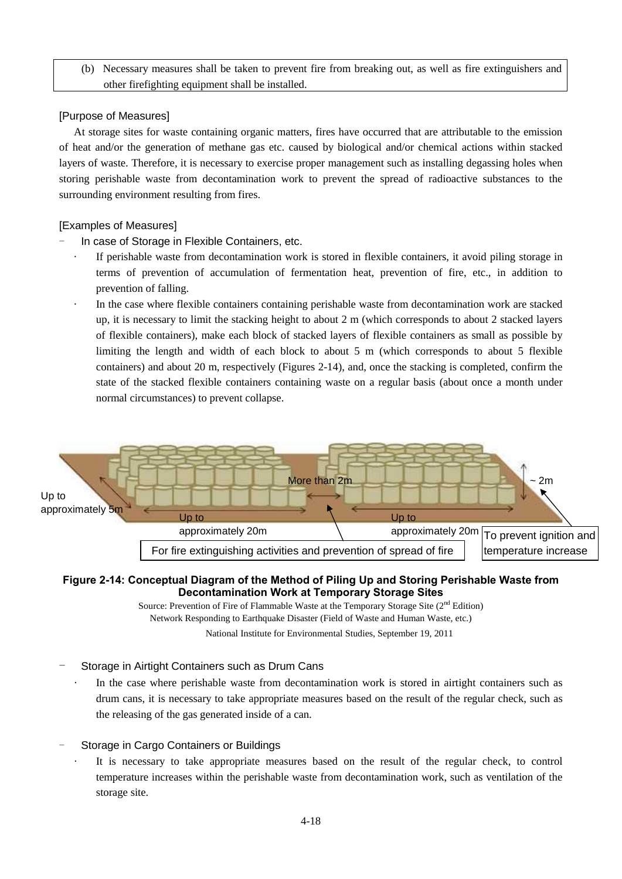(b) Necessary measures shall be taken to prevent fire from breaking out, as well as fire extinguishers and other firefighting equipment shall be installed.

[Purpose of Measures]

At storage sites for waste containing organic matters, fires have occurred that are attributable to the emission of heat and/or the generation of methane gas etc. caused by biological and/or chemical actions within stacked layers of waste. Therefore, it is necessary to exercise proper management such as installing degassing holes when storing perishable waste from decontamination work to prevent the spread of radioactive substances to the surrounding environment resulting from fires.

[Examples of Measures]

- In case of Storage in Flexible Containers, etc.
  - If perishable waste from decontamination work is stored in flexible containers, it avoid piling storage in terms of prevention of accumulation of fermentation heat, prevention of fire, etc., in addition to prevention of falling.
  - In the case where flexible containers containing perishable waste from decontamination work are stacked up, it is necessary to limit the stacking height to about 2 m (which corresponds to about 2 stacked layers of flexible containers), make each block of stacked layers of flexible containers as small as possible by limiting the length and width of each block to about 5 m (which corresponds to about 5 flexible containers) and about 20 m, respectively (Figures 2-14), and, once the stacking is completed, confirm the state of the stacked flexible containers containing waste on a regular basis (about once a month under normal circumstances) to prevent collapse.

Up to approximately 5m | More than 2m | ~ 2m | Up to approximately 20m | Up to approximately 20m | For fire extinguishing activities and prevention of spread of fire | To prevent ignition and temperature increase

**Figure 2-14: Conceptual Diagram of the Method of Piling Up and Storing Perishable Waste from Decontamination Work at Temporary Storage Sites**

Source: Prevention of Fire of Flammable Waste at the Temporary Storage Site (2nd Edition)
Network Responding to Earthquake Disaster (Field of Waste and Human Waste, etc.)
National Institute for Environmental Studies, September 19, 2011

- Storage in Airtight Containers such as Drum Cans
  - In the case where perishable waste from decontamination work is stored in airtight containers such as drum cans, it is necessary to take appropriate measures based on the result of the regular check, such as the releasing of the gas generated inside of a can.

- Storage in Cargo Containers or Buildings
  - It is necessary to take appropriate measures based on the result of the regular check, to control temperature increases within the perishable waste from decontamination work, such as ventilation of the storage site.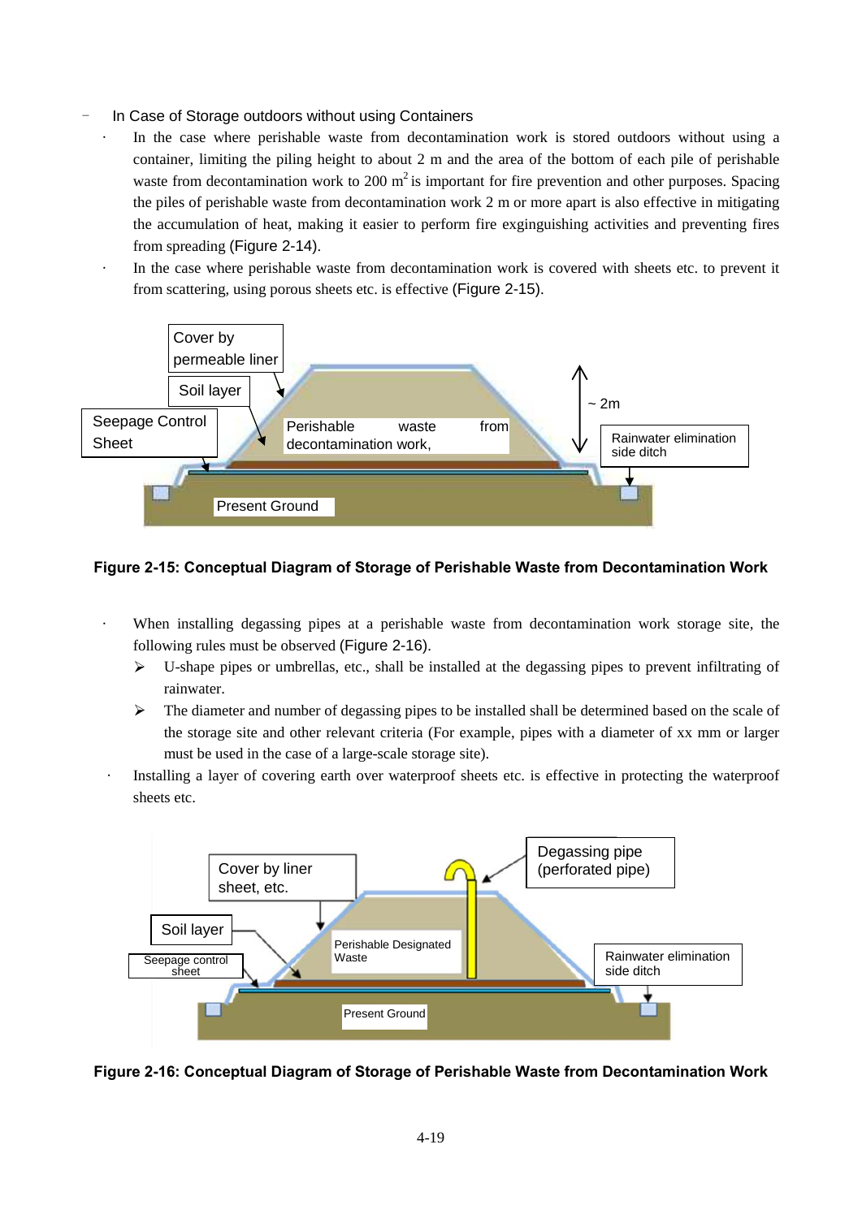- In Case of Storage outdoors without using Containers
  - In the case where perishable waste from decontamination work is stored outdoors without using a container, limiting the piling height to about 2 m and the area of the bottom of each pile of perishable waste from decontamination work to 200 $m^2$ is important for fire prevention and other purposes. Spacing the piles of perishable waste from decontamination work 2 m or more apart is also effective in mitigating the accumulation of heat, making it easier to perform fire exginguishing activities and preventing fires from spreading (Figure 2-14).
  - In the case where perishable waste from decontamination work is covered with sheets etc. to prevent it from scattering, using porous sheets etc. is effective (Figure 2-15).

**Figure 2-15: Conceptual Diagram of Storage of Perishable Waste from Decontamination Work**

- When installing degassing pipes at a perishable waste from decontamination work storage site, the following rules must be observed (Figure 2-16).
  - U-shape pipes or umbrellas, etc., shall be installed at the degassing pipes to prevent infiltrating of rainwater.
  - The diameter and number of degassing pipes to be installed shall be determined based on the scale of the storage site and other relevant criteria (For example, pipes with a diameter of xx mm or larger must be used in the case of a large-scale storage site).
- Installing a layer of covering earth over waterproof sheets etc. is effective in protecting the waterproof sheets etc.

**Figure 2-16: Conceptual Diagram of Storage of Perishable Waste from Decontamination Work**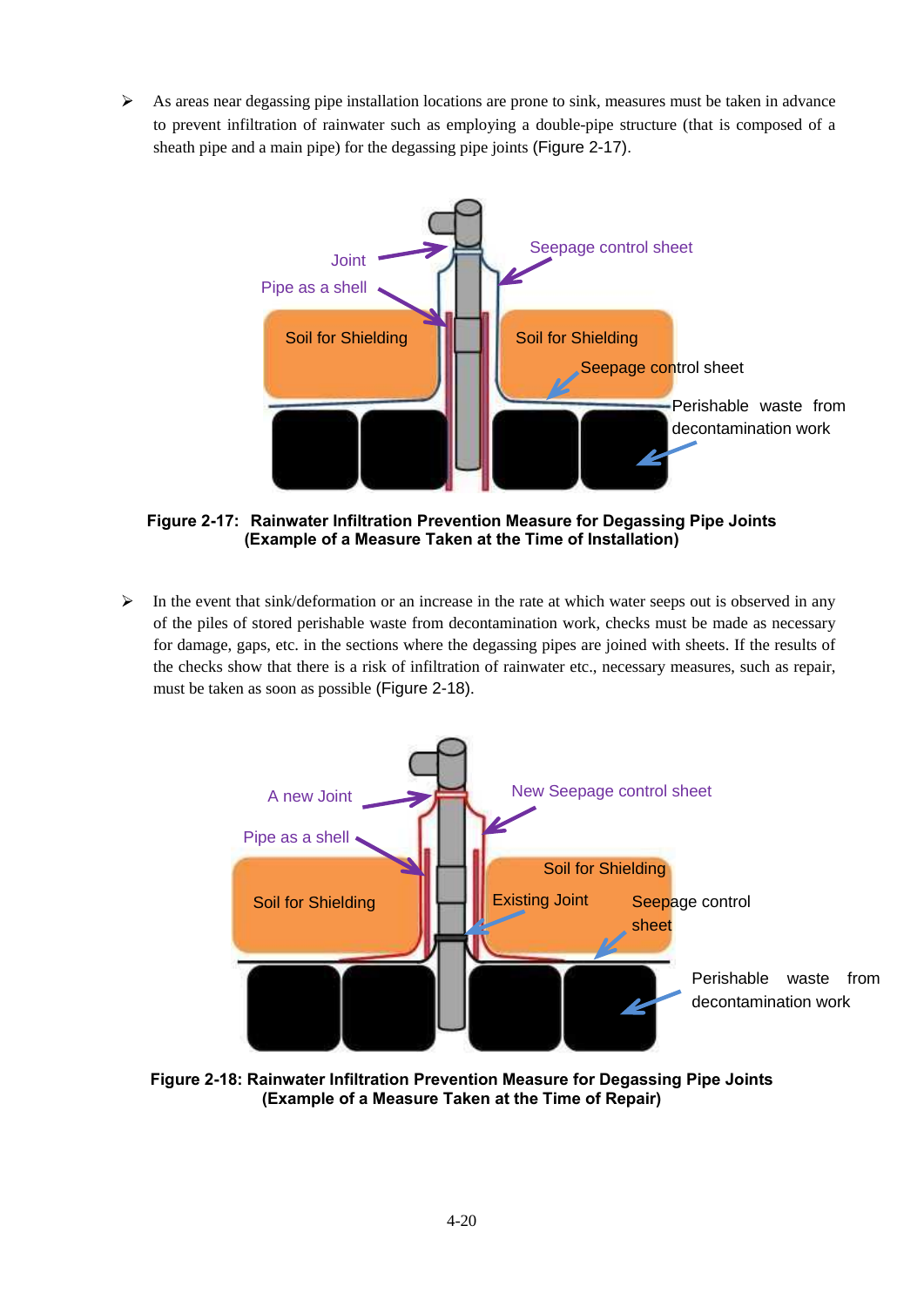- As areas near degassing pipe installation locations are prone to sink, measures must be taken in advance to prevent infiltration of rainwater such as employing a double-pipe structure (that is composed of a sheath pipe and a main pipe) for the degassing pipe joints (Figure 2-17).

**Figure 2-17: Rainwater Infiltration Prevention Measure for Degassing Pipe Joints (Example of a Measure Taken at the Time of Installation)**

- In the event that sink/deformation or an increase in the rate at which water seeps out is observed in any of the piles of stored perishable waste from decontamination work, checks must be made as necessary for damage, gaps, etc. in the sections where the degassing pipes are joined with sheets. If the results of the checks show that there is a risk of infiltration of rainwater etc., necessary measures, such as repair, must be taken as soon as possible (Figure 2-18).

**Figure 2-18: Rainwater Infiltration Prevention Measure for Degassing Pipe Joints (Example of a Measure Taken at the Time of Repair)**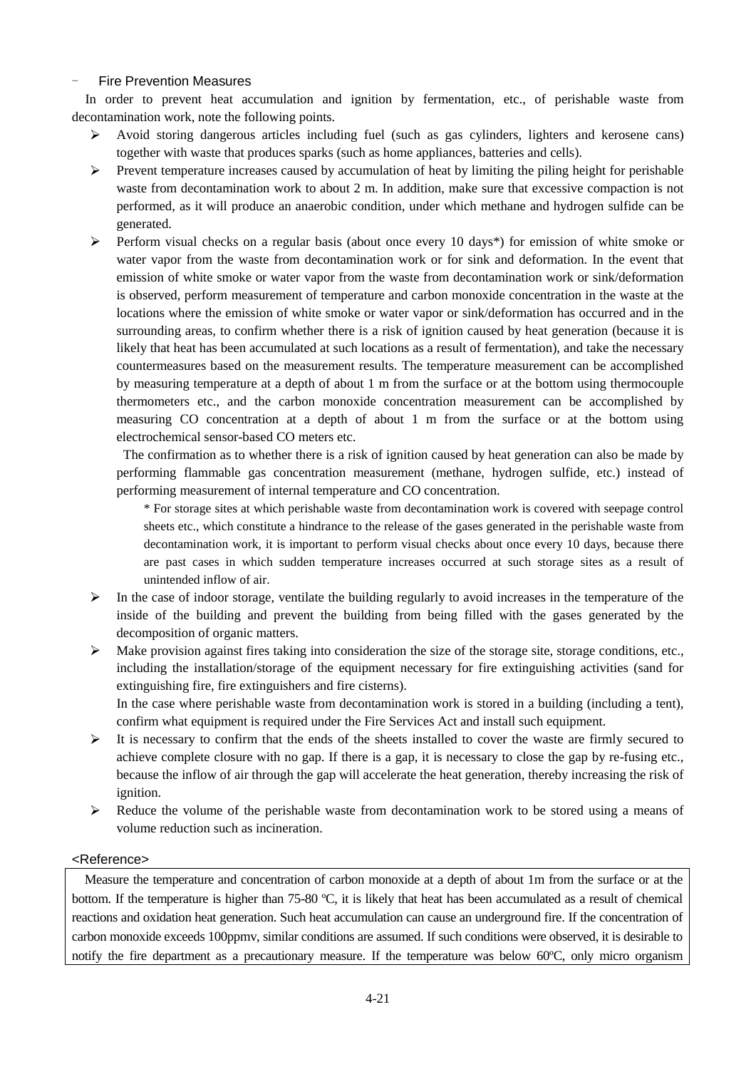- Fire Prevention Measures

In order to prevent heat accumulation and ignition by fermentation, etc., of perishable waste from decontamination work, note the following points.

- Avoid storing dangerous articles including fuel (such as gas cylinders, lighters and kerosene cans) together with waste that produces sparks (such as home appliances, batteries and cells).
- Prevent temperature increases caused by accumulation of heat by limiting the piling height for perishable waste from decontamination work to about 2 m. In addition, make sure that excessive compaction is not performed, as it will produce an anaerobic condition, under which methane and hydrogen sulfide can be generated.
- Perform visual checks on a regular basis (about once every 10 days*) for emission of white smoke or water vapor from the waste from decontamination work or for sink and deformation. In the event that emission of white smoke or water vapor from the waste from decontamination work or sink/deformation is observed, perform measurement of temperature and carbon monoxide concentration in the waste at the locations where the emission of white smoke or water vapor or sink/deformation has occurred and in the surrounding areas, to confirm whether there is a risk of ignition caused by heat generation (because it is likely that heat has been accumulated at such locations as a result of fermentation), and take the necessary countermeasures based on the measurement results. The temperature measurement can be accomplished by measuring temperature at a depth of about 1 m from the surface or at the bottom using thermocouple thermometers etc., and the carbon monoxide concentration measurement can be accomplished by measuring CO concentration at a depth of about 1 m from the surface or at the bottom using electrochemical sensor-based CO meters etc.

  The confirmation as to whether there is a risk of ignition caused by heat generation can also be made by performing flammable gas concentration measurement (methane, hydrogen sulfide, etc.) instead of performing measurement of internal temperature and CO concentration.

  * For storage sites at which perishable waste from decontamination work is covered with seepage control sheets etc., which constitute a hindrance to the release of the gases generated in the perishable waste from decontamination work, it is important to perform visual checks about once every 10 days, because there are past cases in which sudden temperature increases occurred at such storage sites as a result of unintended inflow of air.

- In the case of indoor storage, ventilate the building regularly to avoid increases in the temperature of the inside of the building and prevent the building from being filled with the gases generated by the decomposition of organic matters.
- Make provision against fires taking into consideration the size of the storage site, storage conditions, etc., including the installation/storage of the equipment necessary for fire extinguishing activities (sand for extinguishing fire, fire extinguishers and fire cisterns).

  In the case where perishable waste from decontamination work is stored in a building (including a tent), confirm what equipment is required under the Fire Services Act and install such equipment.

- It is necessary to confirm that the ends of the sheets installed to cover the waste are firmly secured to achieve complete closure with no gap. If there is a gap, it is necessary to close the gap by re-fusing etc., because the inflow of air through the gap will accelerate the heat generation, thereby increasing the risk of ignition.
- Reduce the volume of the perishable waste from decontamination work to be stored using a means of volume reduction such as incineration.

<Reference>

Measure the temperature and concentration of carbon monoxide at a depth of about 1m from the surface or at the bottom. If the temperature is higher than 75-80 ºC, it is likely that heat has been accumulated as a result of chemical reactions and oxidation heat generation. Such heat accumulation can cause an underground fire. If the concentration of carbon monoxide exceeds 100ppmv, similar conditions are assumed. If such conditions were observed, it is desirable to notify the fire department as a precautionary measure. If the temperature was below 60ºC, only micro organism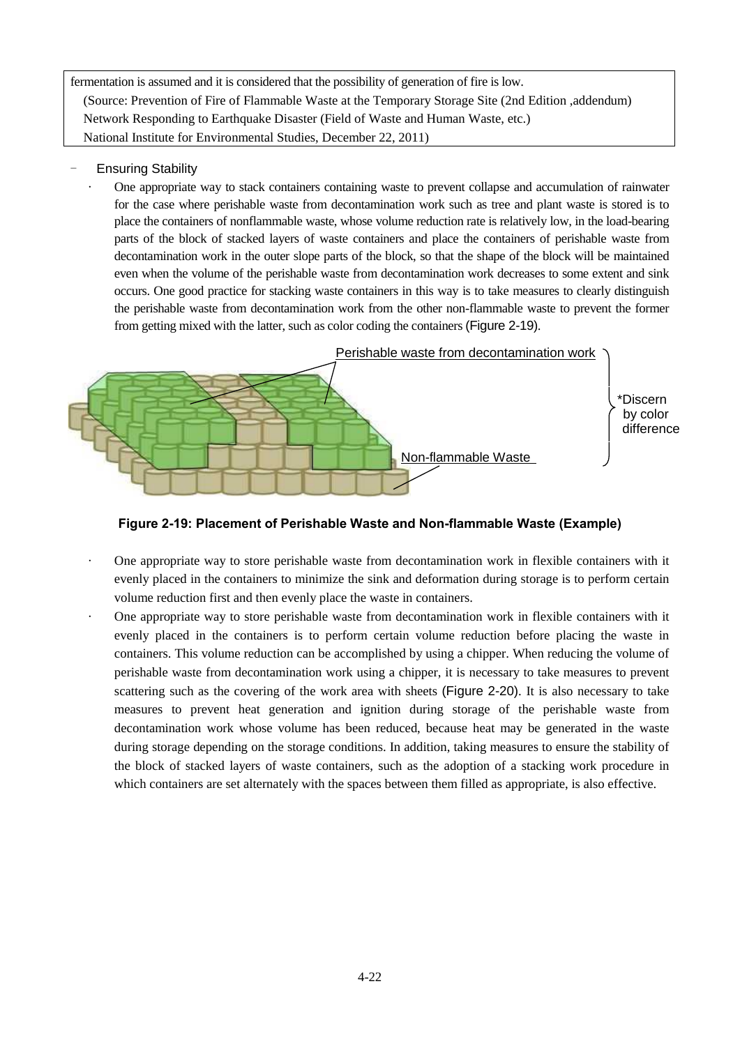fermentation is assumed and it is considered that the possibility of generation of fire is low.
(Source: Prevention of Fire of Flammable Waste at the Temporary Storage Site (2nd Edition ,addendum) Network Responding to Earthquake Disaster (Field of Waste and Human Waste, etc.) National Institute for Environmental Studies, December 22, 2011)

- Ensuring Stability
  - One appropriate way to stack containers containing waste to prevent collapse and accumulation of rainwater for the case where perishable waste from decontamination work such as tree and plant waste is stored is to place the containers of nonflammable waste, whose volume reduction rate is relatively low, in the load-bearing parts of the block of stacked layers of waste containers and place the containers of perishable waste from decontamination work in the outer slope parts of the block, so that the shape of the block will be maintained even when the volume of the perishable waste from decontamination work decreases to some extent and sink occurs. One good practice for stacking waste containers in this way is to take measures to clearly distinguish the perishable waste from decontamination work from the other non-flammable waste to prevent the former from getting mixed with the latter, such as color coding the containers (Figure 2-19).

Perishable waste from decontamination work

Non-flammable Waste

*Discern by color difference

**Figure 2-19: Placement of Perishable Waste and Non-flammable Waste (Example)**

  - One appropriate way to store perishable waste from decontamination work in flexible containers with it evenly placed in the containers to minimize the sink and deformation during storage is to perform certain volume reduction first and then evenly place the waste in containers.
  - One appropriate way to store perishable waste from decontamination work in flexible containers with it evenly placed in the containers is to perform certain volume reduction before placing the waste in containers. This volume reduction can be accomplished by using a chipper. When reducing the volume of perishable waste from decontamination work using a chipper, it is necessary to take measures to prevent scattering such as the covering of the work area with sheets (Figure 2-20). It is also necessary to take measures to prevent heat generation and ignition during storage of the perishable waste from decontamination work whose volume has been reduced, because heat may be generated in the waste during storage depending on the storage conditions. In addition, taking measures to ensure the stability of the block of stacked layers of waste containers, such as the adoption of a stacking work procedure in which containers are set alternately with the spaces between them filled as appropriate, is also effective.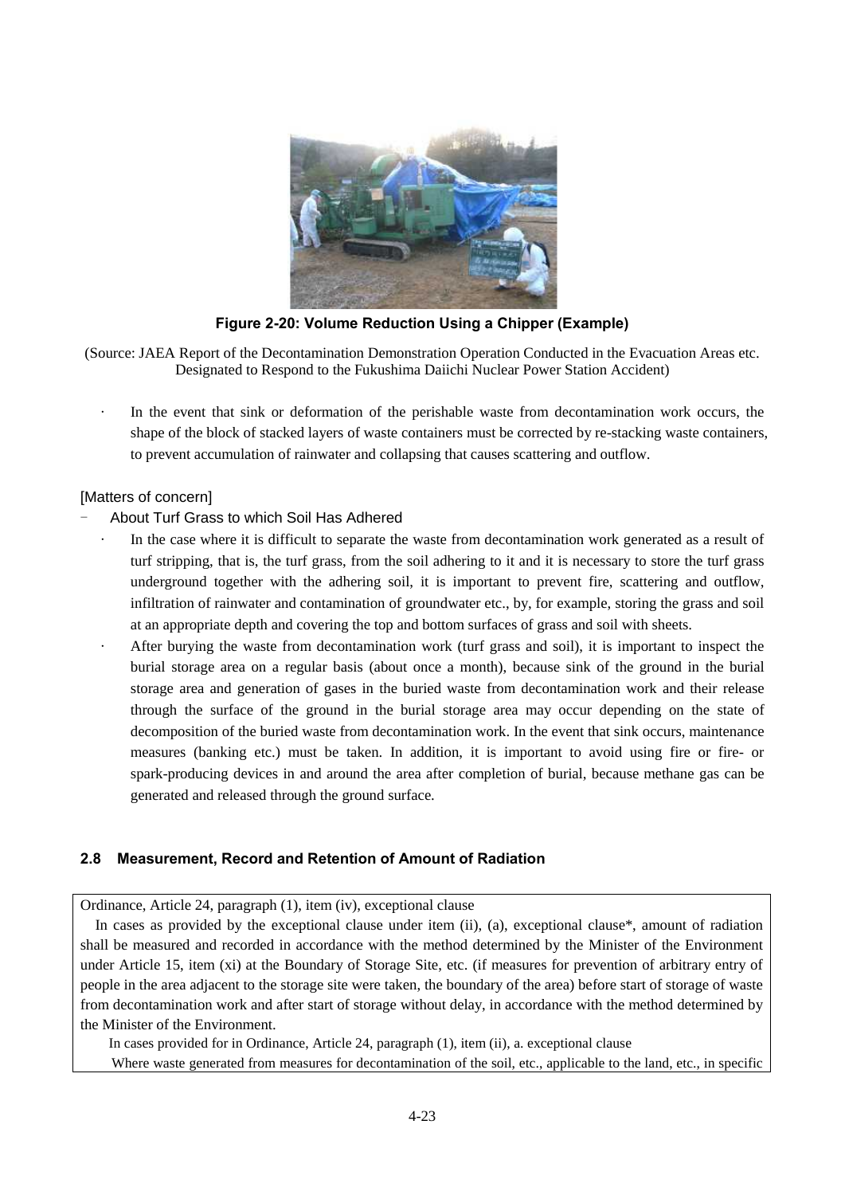**Figure 2-20: Volume Reduction Using a Chipper (Example)**

(Source: JAEA Report of the Decontamination Demonstration Operation Conducted in the Evacuation Areas etc. Designated to Respond to the Fukushima Daiichi Nuclear Power Station Accident)

- In the event that sink or deformation of the perishable waste from decontamination work occurs, the shape of the block of stacked layers of waste containers must be corrected by re-stacking waste containers, to prevent accumulation of rainwater and collapsing that causes scattering and outflow.

[Matters of concern]

- About Turf Grass to which Soil Has Adhered
  - In the case where it is difficult to separate the waste from decontamination work generated as a result of turf stripping, that is, the turf grass, from the soil adhering to it and it is necessary to store the turf grass underground together with the adhering soil, it is important to prevent fire, scattering and outflow, infiltration of rainwater and contamination of groundwater etc., by, for example, storing the grass and soil at an appropriate depth and covering the top and bottom surfaces of grass and soil with sheets.
  - After burying the waste from decontamination work (turf grass and soil), it is important to inspect the burial storage area on a regular basis (about once a month), because sink of the ground in the burial storage area and generation of gases in the buried waste from decontamination work and their release through the surface of the ground in the burial storage area may occur depending on the state of decomposition of the buried waste from decontamination work. In the event that sink occurs, maintenance measures (banking etc.) must be taken. In addition, it is important to avoid using fire or fire- or spark-producing devices in and around the area after completion of burial, because methane gas can be generated and released through the ground surface.

### 2.8 Measurement, Record and Retention of Amount of Radiation

Ordinance, Article 24, paragraph (1), item (iv), exceptional clause

In cases as provided by the exceptional clause under item (ii), (a), exceptional clause*, amount of radiation shall be measured and recorded in accordance with the method determined by the Minister of the Environment under Article 15, item (xi) at the Boundary of Storage Site, etc. (if measures for prevention of arbitrary entry of people in the area adjacent to the storage site were taken, the boundary of the area) before start of storage of waste from decontamination work and after start of storage without delay, in accordance with the method determined by the Minister of the Environment.

In cases provided for in Ordinance, Article 24, paragraph (1), item (ii), a. exceptional clause

Where waste generated from measures for decontamination of the soil, etc., applicable to the land, etc., in specific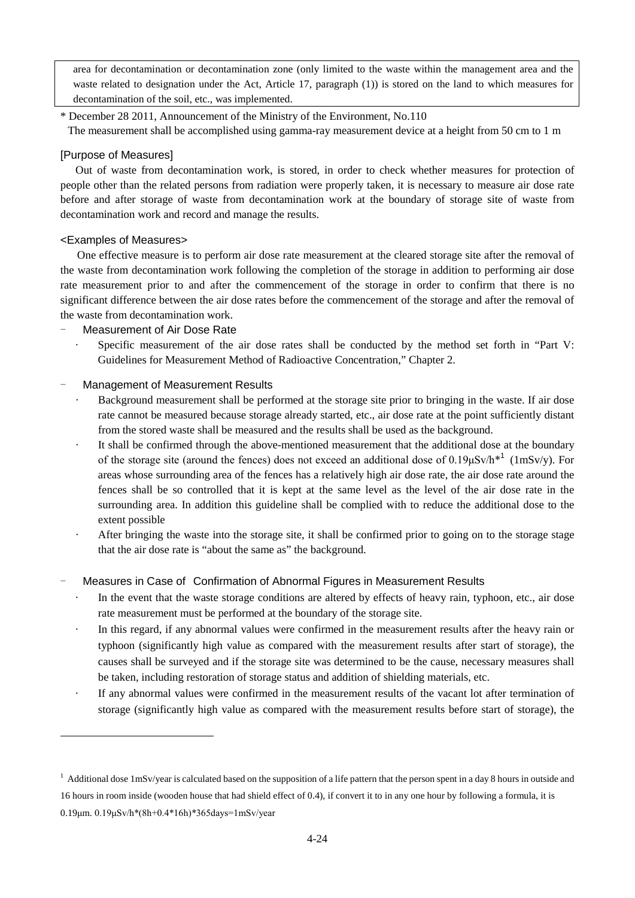area for decontamination or decontamination zone (only limited to the waste within the management area and the waste related to designation under the Act, Article 17, paragraph (1)) is stored on the land to which measures for decontamination of the soil, etc., was implemented.

\* December 28 2011, Announcement of the Ministry of the Environment, No.110
The measurement shall be accomplished using gamma-ray measurement device at a height from 50 cm to 1 m

[Purpose of Measures]

Out of waste from decontamination work, is stored, in order to check whether measures for protection of people other than the related persons from radiation were properly taken, it is necessary to measure air dose rate before and after storage of waste from decontamination work at the boundary of storage site of waste from decontamination work and record and manage the results.

<Examples of Measures>

One effective measure is to perform air dose rate measurement at the cleared storage site after the removal of the waste from decontamination work following the completion of the storage in addition to performing air dose rate measurement prior to and after the commencement of the storage in order to confirm that there is no significant difference between the air dose rates before the commencement of the storage and after the removal of the waste from decontamination work.

- Measurement of Air Dose Rate
  - Specific measurement of the air dose rates shall be conducted by the method set forth in "Part V: Guidelines for Measurement Method of Radioactive Concentration," Chapter 2.

- Management of Measurement Results
  - Background measurement shall be performed at the storage site prior to bringing in the waste. If air dose rate cannot be measured because storage already started, etc., air dose rate at the point sufficiently distant from the stored waste shall be measured and the results shall be used as the background.
  - It shall be confirmed through the above-mentioned measurement that the additional dose at the boundary of the storage site (around the fences) does not exceed an additional dose of 0.19μSv/h*[1] (1mSv/y). For areas whose surrounding area of the fences has a relatively high air dose rate, the air dose rate around the fences shall be so controlled that it is kept at the same level as the level of the air dose rate in the surrounding area. In addition this guideline shall be complied with to reduce the additional dose to the extent possible
  - After bringing the waste into the storage site, it shall be confirmed prior to going on to the storage stage that the air dose rate is "about the same as" the background.

- Measures in Case of Confirmation of Abnormal Figures in Measurement Results
  - In the event that the waste storage conditions are altered by effects of heavy rain, typhoon, etc., air dose rate measurement must be performed at the boundary of the storage site.
  - In this regard, if any abnormal values were confirmed in the measurement results after the heavy rain or typhoon (significantly high value as compared with the measurement results after start of storage), the causes shall be surveyed and if the storage site was determined to be the cause, necessary measures shall be taken, including restoration of storage status and addition of shielding materials, etc.
  - If any abnormal values were confirmed in the measurement results of the vacant lot after termination of storage (significantly high value as compared with the measurement results before start of storage), the

---

[1] Additional dose 1mSv/year is calculated based on the supposition of a life pattern that the person spent in a day 8 hours in outside and 16 hours in room inside (wooden house that had shield effect of 0.4), if convert it to in any one hour by following a formula, it is 0.19μm. 0.19μSv/h\*(8h+0.4\*16h)\*365days=1mSv/year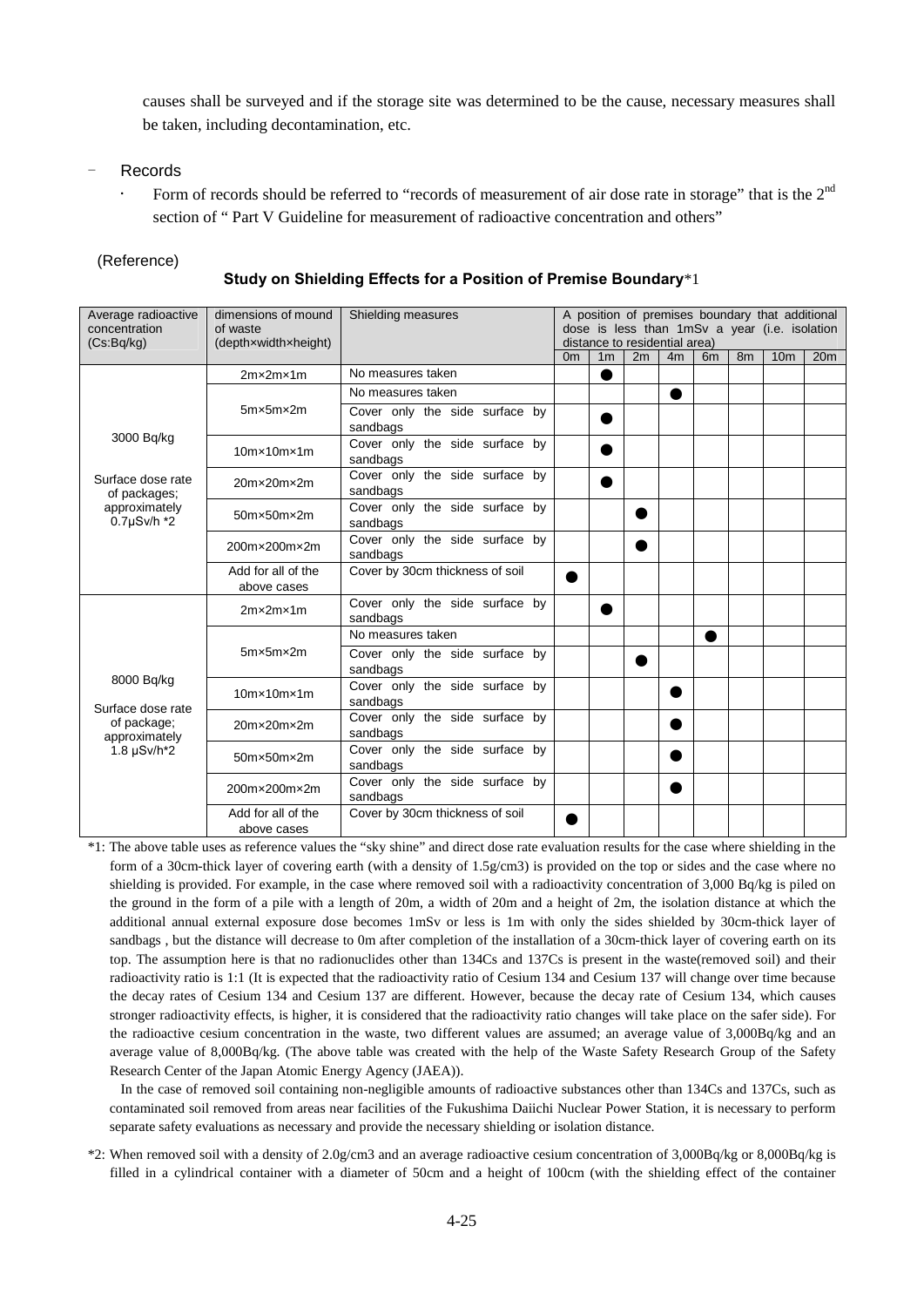causes shall be surveyed and if the storage site was determined to be the cause, necessary measures shall be taken, including decontamination, etc.

- Records
  - Form of records should be referred to "records of measurement of air dose rate in storage" that is the 2nd section of " Part V Guideline for measurement of radioactive concentration and others"

(Reference)

**Study on Shielding Effects for a Position of Premise Boundary***1

| Average radioactive concentration (Cs:Bq/kg) | dimensions of mound of waste (depth×width×height) | Shielding measures | A position of premises boundary that additional dose is less than 1mSv a year (i.e. isolation distance to residential area) | | | | | | | |
|---|---|---|---|---|---|---|---|---|---|---|
| | | | 0m | 1m | 2m | 4m | 6m | 8m | 10m | 20m |
| 3000 Bq/kg<br><br>Surface dose rate of packages; approximately 0.7μSv/h *2 | 2m×2m×1m | No measures taken | | ● | | | | | | |
| | 5m×5m×2m | No measures taken | | | | ● | | | | |
| | | Cover only the side surface by sandbags | | ● | | | | | | |
| | 10m×10m×1m | Cover only the side surface by sandbags | | ● | | | | | | |
| | 20m×20m×2m | Cover only the side surface by sandbags | | ● | | | | | | |
| | 50m×50m×2m | Cover only the side surface by sandbags | | | ● | | | | | |
| | 200m×200m×2m | Cover only the side surface by sandbags | | | ● | | | | | |
| | Add for all of the above cases | Cover by 30cm thickness of soil | ● | | | | | | | |
| 8000 Bq/kg<br><br>Surface dose rate of package; approximately 1.8 μSv/h*2 | 2m×2m×1m | Cover only the side surface by sandbags | | ● | | | | | | |
| | 5m×5m×2m | No measures taken | | | | | ● | | | |
| | | Cover only the side surface by sandbags | | | ● | | | | | |
| | 10m×10m×1m | Cover only the side surface by sandbags | | | | ● | | | | |
| | 20m×20m×2m | Cover only the side surface by sandbags | | | | ● | | | | |
| | 50m×50m×2m | Cover only the side surface by sandbags | | | | ● | | | | |
| | 200m×200m×2m | Cover only the side surface by sandbags | | | | ● | | | | |
| | Add for all of the above cases | Cover by 30cm thickness of soil | ● | | | | | | | |

*1: The above table uses as reference values the "sky shine" and direct dose rate evaluation results for the case where shielding in the form of a 30cm-thick layer of covering earth (with a density of 1.5g/cm3) is provided on the top or sides and the case where no shielding is provided. For example, in the case where removed soil with a radioactivity concentration of 3,000 Bq/kg is piled on the ground in the form of a pile with a length of 20m, a width of 20m and a height of 2m, the isolation distance at which the additional annual external exposure dose becomes 1mSv or less is 1m with only the sides shielded by 30cm-thick layer of sandbags , but the distance will decrease to 0m after completion of the installation of a 30cm-thick layer of covering earth on its top. The assumption here is that no radionuclides other than 134Cs and 137Cs is present in the waste(removed soil) and their radioactivity ratio is 1:1 (It is expected that the radioactivity ratio of Cesium 134 and Cesium 137 will change over time because the decay rates of Cesium 134 and Cesium 137 are different. However, because the decay rate of Cesium 134, which causes stronger radioactivity effects, is higher, it is considered that the radioactivity ratio changes will take place on the safer side). For the radioactive cesium concentration in the waste, two different values are assumed; an average value of 3,000Bq/kg and an average value of 8,000Bq/kg. (The above table was created with the help of the Waste Safety Research Group of the Safety Research Center of the Japan Atomic Energy Agency (JAEA)).

In the case of removed soil containing non-negligible amounts of radioactive substances other than 134Cs and 137Cs, such as contaminated soil removed from areas near facilities of the Fukushima Daiichi Nuclear Power Station, it is necessary to perform separate safety evaluations as necessary and provide the necessary shielding or isolation distance.

*2: When removed soil with a density of 2.0g/cm3 and an average radioactive cesium concentration of 3,000Bq/kg or 8,000Bq/kg is filled in a cylindrical container with a diameter of 50cm and a height of 100cm (with the shielding effect of the container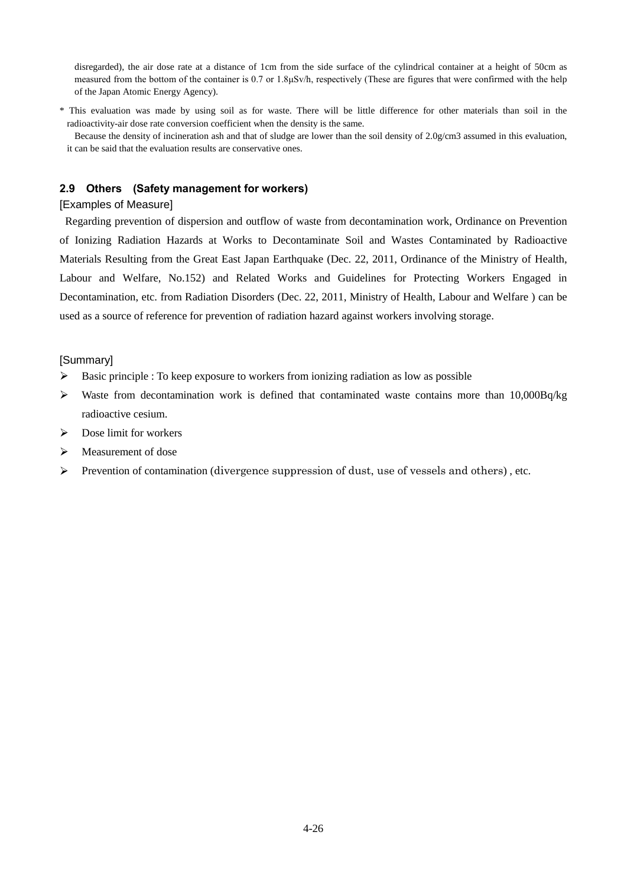disregarded), the air dose rate at a distance of 1cm from the side surface of the cylindrical container at a height of 50cm as measured from the bottom of the container is 0.7 or 1.8μSv/h, respectively (These are figures that were confirmed with the help of the Japan Atomic Energy Agency).

* This evaluation was made by using soil as for waste. There will be little difference for other materials than soil in the radioactivity-air dose rate conversion coefficient when the density is the same.
  Because the density of incineration ash and that of sludge are lower than the soil density of 2.0g/cm3 assumed in this evaluation, it can be said that the evaluation results are conservative ones.

### 2.9 Others (Safety management for workers)

[Examples of Measure]

Regarding prevention of dispersion and outflow of waste from decontamination work, Ordinance on Prevention of Ionizing Radiation Hazards at Works to Decontaminate Soil and Wastes Contaminated by Radioactive Materials Resulting from the Great East Japan Earthquake (Dec. 22, 2011, Ordinance of the Ministry of Health, Labour and Welfare, No.152) and Related Works and Guidelines for Protecting Workers Engaged in Decontamination, etc. from Radiation Disorders (Dec. 22, 2011, Ministry of Health, Labour and Welfare ) can be used as a source of reference for prevention of radiation hazard against workers involving storage.

[Summary]

- Basic principle : To keep exposure to workers from ionizing radiation as low as possible
- Waste from decontamination work is defined that contaminated waste contains more than 10,000Bq/kg radioactive cesium.
- Dose limit for workers
- Measurement of dose
- Prevention of contamination (divergence suppression of dust, use of vessels and others) , etc.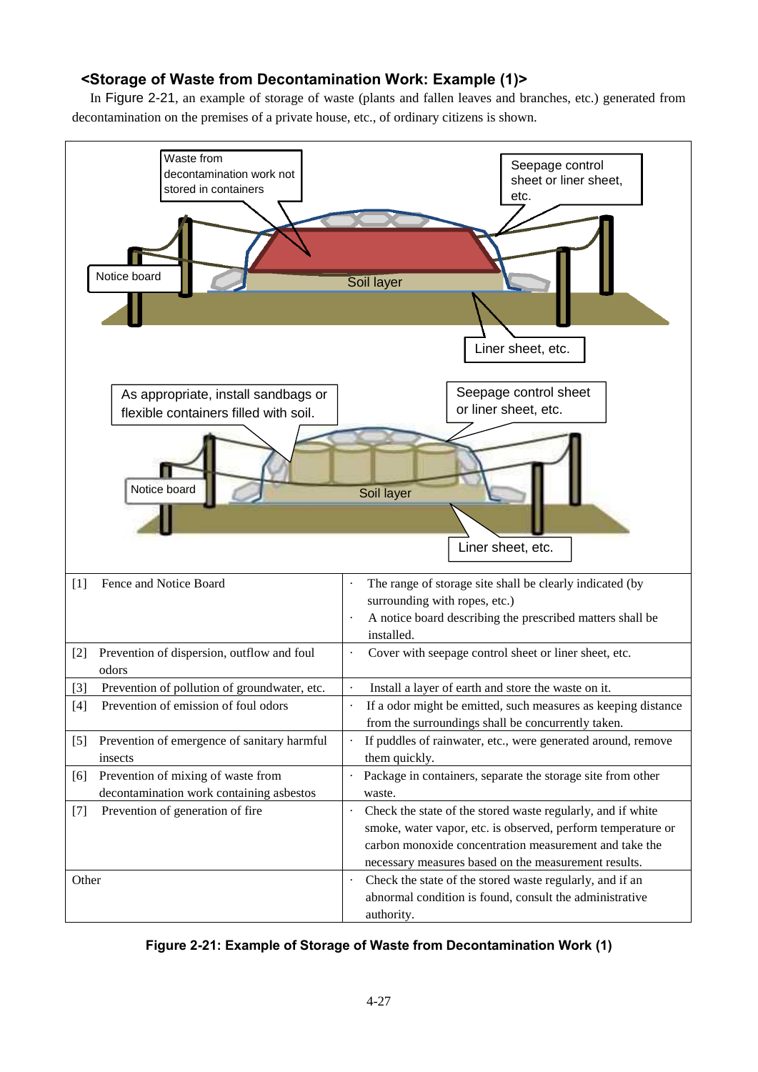### <Storage of Waste from Decontamination Work: Example (1)>

In Figure 2-21, an example of storage of waste (plants and fallen leaves and branches, etc.) generated from decontamination on the premises of a private house, etc., of ordinary citizens is shown.

Waste from decontamination work not stored in containers

Seepage control sheet or liner sheet, etc.

Notice board

Soil layer

Liner sheet, etc.

As appropriate, install sandbags or flexible containers filled with soil.

Seepage control sheet or liner sheet, etc.

Notice board

Soil layer

Liner sheet, etc.

| | |
|---|---|
| [1] Fence and Notice Board | · The range of storage site shall be clearly indicated (by surrounding with ropes, etc.)<br>· A notice board describing the prescribed matters shall be installed. |
| [2] Prevention of dispersion, outflow and foul odors | · Cover with seepage control sheet or liner sheet, etc. |
| [3] Prevention of pollution of groundwater, etc. | · Install a layer of earth and store the waste on it. |
| [4] Prevention of emission of foul odors | · If a odor might be emitted, such measures as keeping distance from the surroundings shall be concurrently taken. |
| [5] Prevention of emergence of sanitary harmful insects | · If puddles of rainwater, etc., were generated around, remove them quickly. |
| [6] Prevention of mixing of waste from decontamination work containing asbestos | · Package in containers, separate the storage site from other waste. |
| [7] Prevention of generation of fire | · Check the state of the stored waste regularly, and if white smoke, water vapor, etc. is observed, perform temperature or carbon monoxide concentration measurement and take the necessary measures based on the measurement results. |
| Other | · Check the state of the stored waste regularly, and if an abnormal condition is found, consult the administrative authority. |

**Figure 2-21: Example of Storage of Waste from Decontamination Work (1)**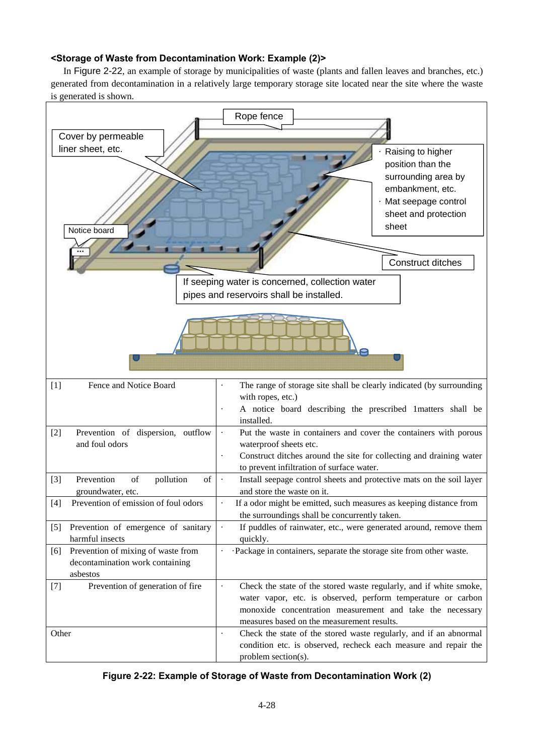**<Storage of Waste from Decontamination Work: Example (2)>**

In Figure 2-22, an example of storage by municipalities of waste (plants and fallen leaves and branches, etc.) generated from decontamination in a relatively large temporary storage site located near the site where the waste is generated is shown.

Rope fence

Cover by permeable liner sheet, etc.

· Raising to higher position than the surrounding area by embankment, etc.
· Mat seepage control sheet and protection sheet

Notice board

Construct ditches

If seeping water is concerned, collection water pipes and reservoirs shall be installed.

| | |
|---|---|
| [1] Fence and Notice Board | · The range of storage site shall be clearly indicated (by surrounding with ropes, etc.)<br>· A notice board describing the prescribed 1matters shall be installed. |
| [2] Prevention of dispersion, outflow and foul odors | · Put the waste in containers and cover the containers with porous waterproof sheets etc.<br>· Construct ditches around the site for collecting and draining water to prevent infiltration of surface water. |
| [3] Prevention of pollution of groundwater, etc. | · Install seepage control sheets and protective mats on the soil layer and store the waste on it. |
| [4] Prevention of emission of foul odors | · If a odor might be emitted, such measures as keeping distance from the surroundings shall be concurrently taken. |
| [5] Prevention of emergence of sanitary harmful insects | · If puddles of rainwater, etc., were generated around, remove them quickly. |
| [6] Prevention of mixing of waste from decontamination work containing asbestos | · ·Package in containers, separate the storage site from other waste. |
| [7] Prevention of generation of fire | · Check the state of the stored waste regularly, and if white smoke, water vapor, etc. is observed, perform temperature or carbon monoxide concentration measurement and take the necessary measures based on the measurement results. |
| Other | · Check the state of the stored waste regularly, and if an abnormal condition etc. is observed, recheck each measure and repair the problem section(s). |

**Figure 2-22: Example of Storage of Waste from Decontamination Work (2)**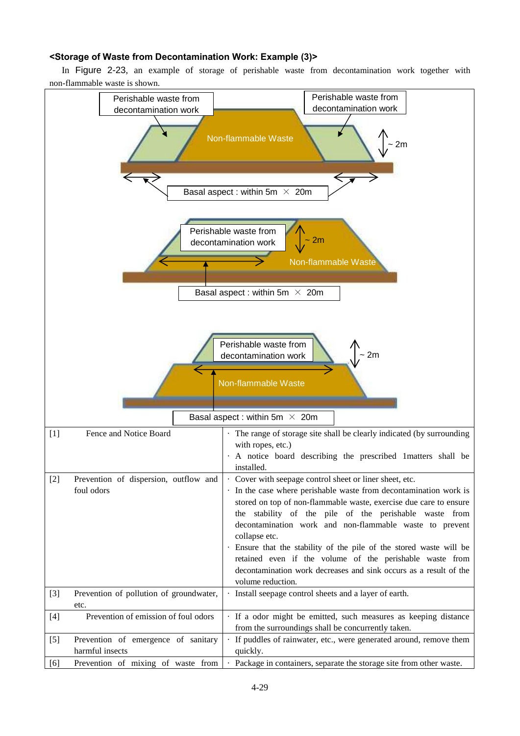**<Storage of Waste from Decontamination Work: Example (3)>**

In Figure 2-23, an example of storage of perishable waste from decontamination work together with non-flammable waste is shown.

Perishable waste from decontamination work

Perishable waste from decontamination work

Non-flammable Waste

~ 2m

Basal aspect : within 5m × 20m

Perishable waste from decontamination work

~ 2m

Non-flammable Waste

Basal aspect : within 5m × 20m

Perishable waste from decontamination work

~ 2m

Non-flammable Waste

Basal aspect : within 5m × 20m

| | | |
|---|---|---|
| [1] | Fence and Notice Board | · The range of storage site shall be clearly indicated (by surrounding with ropes, etc.)<br>· A notice board describing the prescribed 1matters shall be installed. |
| [2] | Prevention of dispersion, outflow and foul odors | · Cover with seepage control sheet or liner sheet, etc.<br>· In the case where perishable waste from decontamination work is stored on top of non-flammable waste, exercise due care to ensure the stability of the pile of the perishable waste from decontamination work and non-flammable waste to prevent collapse etc.<br>· Ensure that the stability of the pile of the stored waste will be retained even if the volume of the perishable waste from decontamination work decreases and sink occurs as a result of the volume reduction. |
| [3] | Prevention of pollution of groundwater, etc. | · Install seepage control sheets and a layer of earth. |
| [4] | Prevention of emission of foul odors | · If a odor might be emitted, such measures as keeping distance from the surroundings shall be concurrently taken. |
| [5] | Prevention of emergence of sanitary harmful insects | · If puddles of rainwater, etc., were generated around, remove them quickly. |
| [6] | Prevention of mixing of waste from | · Package in containers, separate the storage site from other waste. |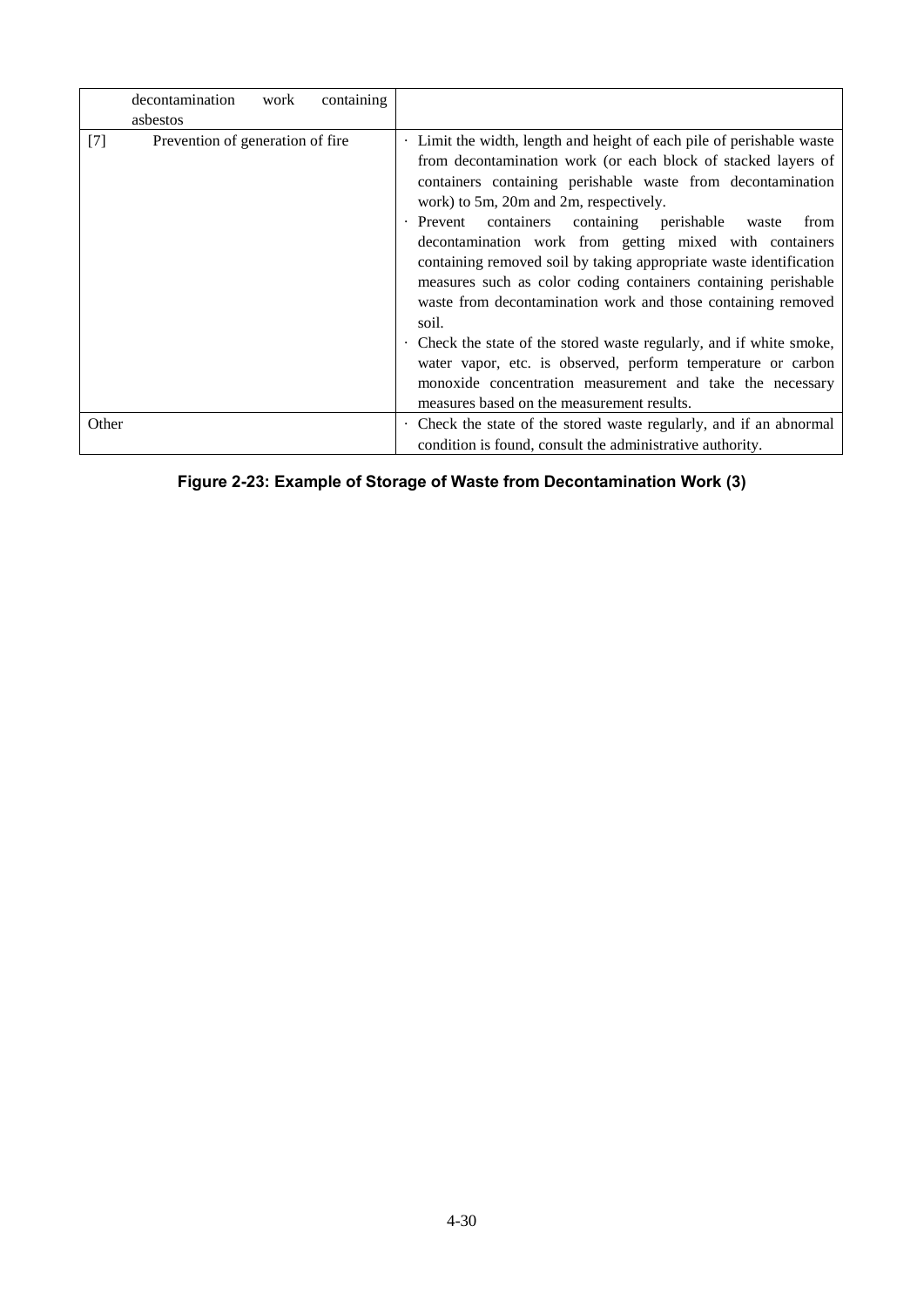| | |
|---|---|
| decontamination work containing asbestos | |
| [7] Prevention of generation of fire | · Limit the width, length and height of each pile of perishable waste from decontamination work (or each block of stacked layers of containers containing perishable waste from decontamination work) to 5m, 20m and 2m, respectively.<br>· Prevent containers containing perishable waste from decontamination work from getting mixed with containers containing removed soil by taking appropriate waste identification measures such as color coding containers containing perishable waste from decontamination work and those containing removed soil.<br>· Check the state of the stored waste regularly, and if white smoke, water vapor, etc. is observed, perform temperature or carbon monoxide concentration measurement and take the necessary measures based on the measurement results. |
| Other | · Check the state of the stored waste regularly, and if an abnormal condition is found, consult the administrative authority. |

**Figure 2-23: Example of Storage of Waste from Decontamination Work (3)**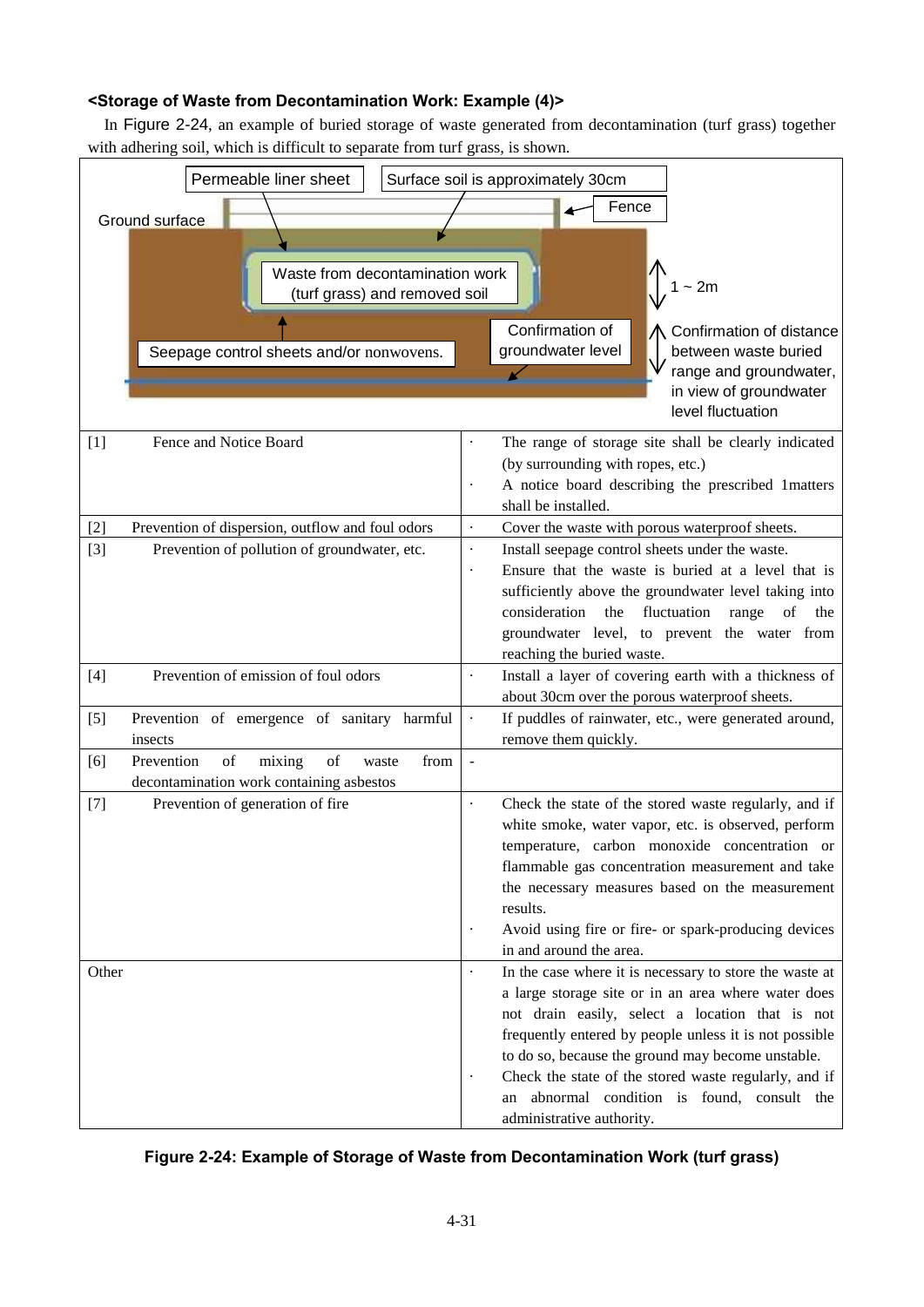**<Storage of Waste from Decontamination Work: Example (4)>**

In Figure 2-24, an example of buried storage of waste generated from decontamination (turf grass) together with adhering soil, which is difficult to separate from turf grass, is shown.

Permeable liner sheet

Surface soil is approximately 30cm

Fence

Ground surface

Waste from decontamination work (turf grass) and removed soil

1 ~ 2m

Confirmation of groundwater level

Seepage control sheets and/or nonwovens.

Confirmation of distance between waste buried range and groundwater, in view of groundwater level fluctuation

| | |
|---|---|
| [1] Fence and Notice Board | · The range of storage site shall be clearly indicated (by surrounding with ropes, etc.)<br>· A notice board describing the prescribed 1matters shall be installed. |
| [2] Prevention of dispersion, outflow and foul odors | · Cover the waste with porous waterproof sheets. |
| [3] Prevention of pollution of groundwater, etc. | · Install seepage control sheets under the waste.<br>· Ensure that the waste is buried at a level that is sufficiently above the groundwater level taking into consideration the fluctuation range of the groundwater level, to prevent the water from reaching the buried waste. |
| [4] Prevention of emission of foul odors | · Install a layer of covering earth with a thickness of about 30cm over the porous waterproof sheets. |
| [5] Prevention of emergence of sanitary harmful insects | · If puddles of rainwater, etc., were generated around, remove them quickly. |
| [6] Prevention of mixing of waste from decontamination work containing asbestos | - |
| [7] Prevention of generation of fire | · Check the state of the stored waste regularly, and if white smoke, water vapor, etc. is observed, perform temperature, carbon monoxide concentration or flammable gas concentration measurement and take the necessary measures based on the measurement results.<br>· Avoid using fire or fire- or spark-producing devices in and around the area. |
| Other | · In the case where it is necessary to store the waste at a large storage site or in an area where water does not drain easily, select a location that is not frequently entered by people unless it is not possible to do so, because the ground may become unstable.<br>· Check the state of the stored waste regularly, and if an abnormal condition is found, consult the administrative authority. |

**Figure 2-24: Example of Storage of Waste from Decontamination Work (turf grass)**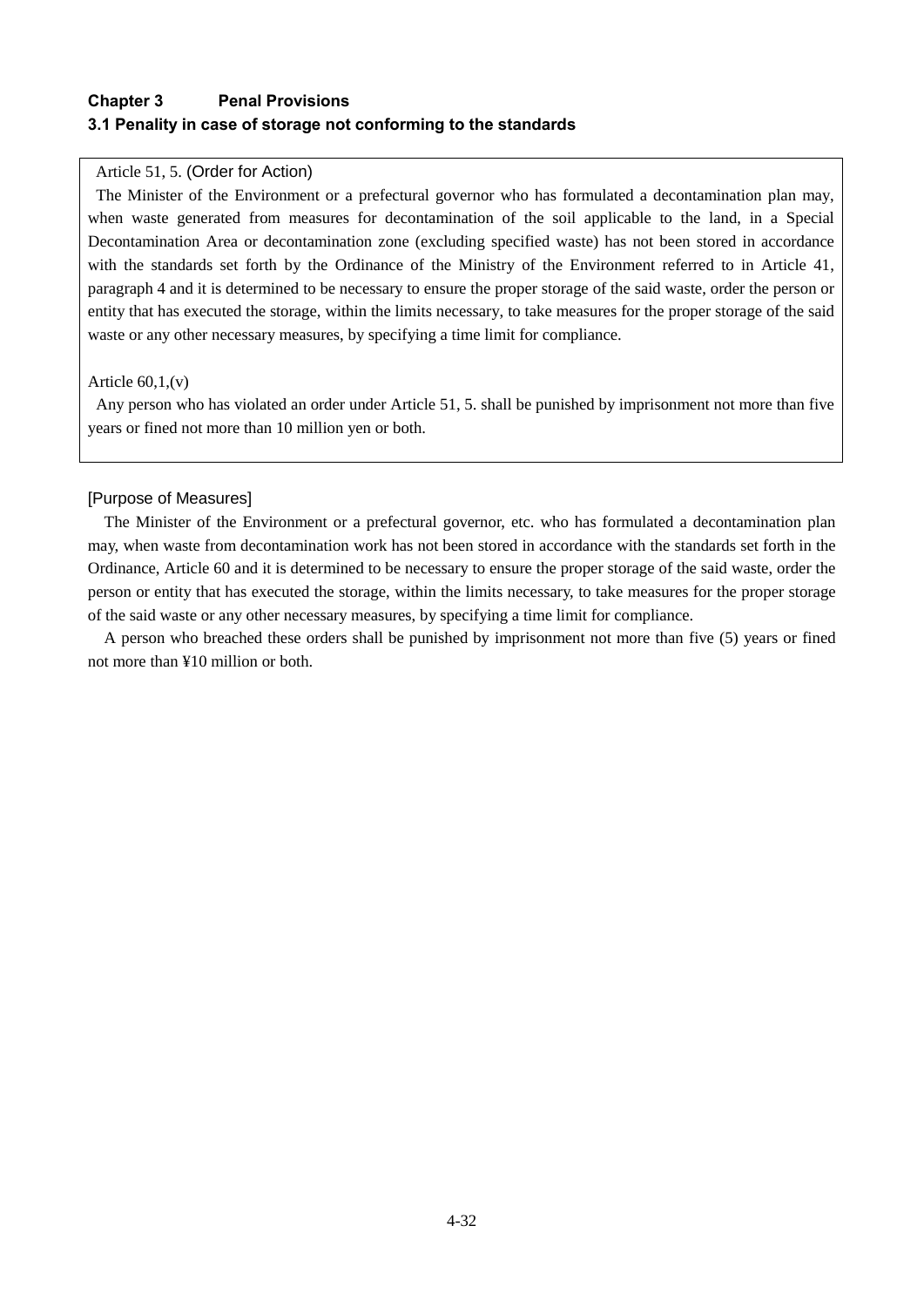## Chapter 3 Penal Provisions

### 3.1 Penality in case of storage not conforming to the standards

Article 51, 5. (Order for Action)

The Minister of the Environment or a prefectural governor who has formulated a decontamination plan may, when waste generated from measures for decontamination of the soil applicable to the land, in a Special Decontamination Area or decontamination zone (excluding specified waste) has not been stored in accordance with the standards set forth by the Ordinance of the Ministry of the Environment referred to in Article 41, paragraph 4 and it is determined to be necessary to ensure the proper storage of the said waste, order the person or entity that has executed the storage, within the limits necessary, to take measures for the proper storage of the said waste or any other necessary measures, by specifying a time limit for compliance.

Article 60,1,(v)

Any person who has violated an order under Article 51, 5. shall be punished by imprisonment not more than five years or fined not more than 10 million yen or both.

[Purpose of Measures]

The Minister of the Environment or a prefectural governor, etc. who has formulated a decontamination plan may, when waste from decontamination work has not been stored in accordance with the standards set forth in the Ordinance, Article 60 and it is determined to be necessary to ensure the proper storage of the said waste, order the person or entity that has executed the storage, within the limits necessary, to take measures for the proper storage of the said waste or any other necessary measures, by specifying a time limit for compliance.

A person who breached these orders shall be punished by imprisonment not more than five (5) years or fined not more than ¥10 million or both.